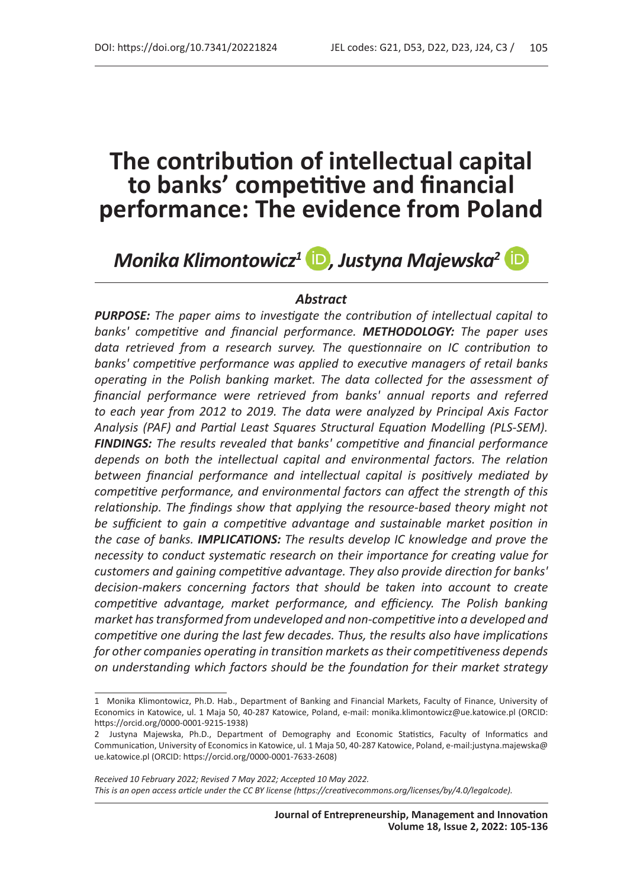# The contribution of intellectual capital to banks' competitive and financial performance: The evidence from Poland

***Monika Klimontowicz*[1], *Justyna Majewska*[2]**

### *Abstract*

***PURPOSE:*** *The paper aims to investigate the contribution of intellectual capital to banks' competitive and financial performance.* ***METHODOLOGY:*** *The paper uses data retrieved from a research survey. The questionnaire on IC contribution to banks' competitive performance was applied to executive managers of retail banks operating in the Polish banking market. The data collected for the assessment of financial performance were retrieved from banks' annual reports and referred to each year from 2012 to 2019. The data were analyzed by Principal Axis Factor Analysis (PAF) and Partial Least Squares Structural Equation Modelling (PLS-SEM).* ***FINDINGS:*** *The results revealed that banks' competitive and financial performance depends on both the intellectual capital and environmental factors. The relation between financial performance and intellectual capital is positively mediated by competitive performance, and environmental factors can affect the strength of this relationship. The findings show that applying the resource-based theory might not be sufficient to gain a competitive advantage and sustainable market position in the case of banks.* ***IMPLICATIONS:*** *The results develop IC knowledge and prove the necessity to conduct systematic research on their importance for creating value for customers and gaining competitive advantage. They also provide direction for banks' decision-makers concerning factors that should be taken into account to create competitive advantage, market performance, and efficiency. The Polish banking market has transformed from undeveloped and non-competitive into a developed and competitive one during the last few decades. Thus, the results also have implications for other companies operating in transition markets as their competitiveness depends on understanding which factors should be the foundation for their market strategy*

---

[1] Monika Klimontowicz, Ph.D. Hab., Department of Banking and Financial Markets, Faculty of Finance, University of Economics in Katowice, ul. 1 Maja 50, 40-287 Katowice, Poland, e-mail: monika.klimontowicz@ue.katowice.pl (ORCID: https://orcid.org/0000-0001-9215-1938)

[2] Justyna Majewska, Ph.D., Department of Demography and Economic Statistics, Faculty of Informatics and Communication, University of Economics in Katowice, ul. 1 Maja 50, 40-287 Katowice, Poland, e-mail:justyna.majewska@ue.katowice.pl (ORCID: https://orcid.org/0000-0001-7633-2608)

*Received 10 February 2022; Revised 7 May 2022; Accepted 10 May 2022.*
*This is an open access article under the CC BY license (https://creativecommons.org/licenses/by/4.0/legalcode).*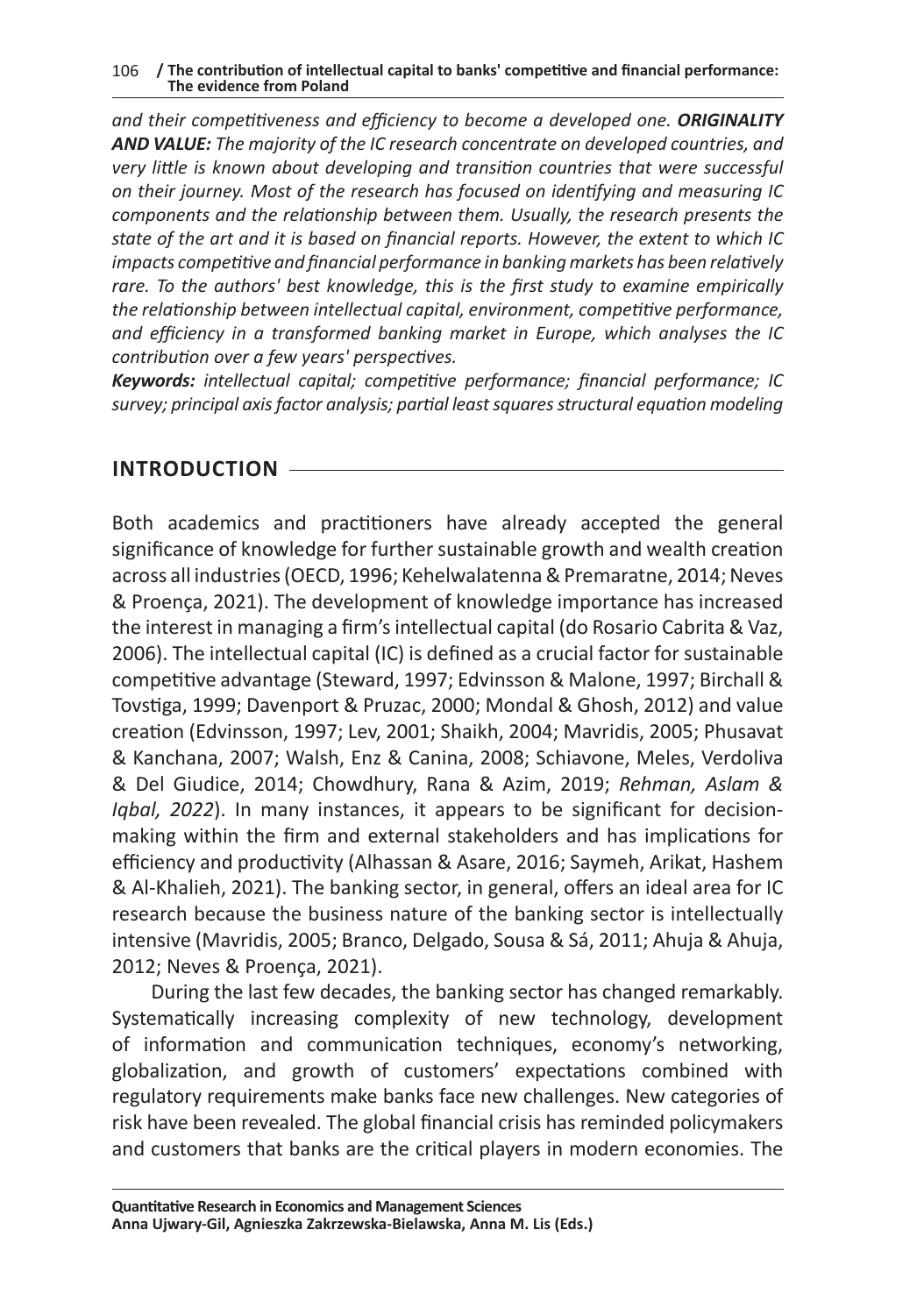*and their competitiveness and efficiency to become a developed one.* ***ORIGINALITY AND VALUE:*** *The majority of the IC research concentrate on developed countries, and very little is known about developing and transition countries that were successful on their journey. Most of the research has focused on identifying and measuring IC components and the relationship between them. Usually, the research presents the state of the art and it is based on financial reports. However, the extent to which IC impacts competitive and financial performance in banking markets has been relatively rare. To the authors' best knowledge, this is the first study to examine empirically the relationship between intellectual capital, environment, competitive performance, and efficiency in a transformed banking market in Europe, which analyses the IC contribution over a few years' perspectives.*

***Keywords:*** *intellectual capital; competitive performance; financial performance; IC survey; principal axis factor analysis; partial least squares structural equation modeling*

## INTRODUCTION

Both academics and practitioners have already accepted the general significance of knowledge for further sustainable growth and wealth creation across all industries (OECD, 1996; Kehelwalatenna & Premaratne, 2014; Neves & Proença, 2021). The development of knowledge importance has increased the interest in managing a firm's intellectual capital (do Rosario Cabrita & Vaz, 2006). The intellectual capital (IC) is defined as a crucial factor for sustainable competitive advantage (Steward, 1997; Edvinsson & Malone, 1997; Birchall & Tovstiga, 1999; Davenport & Pruzac, 2000; Mondal & Ghosh, 2012) and value creation (Edvinsson, 1997; Lev, 2001; Shaikh, 2004; Mavridis, 2005; Phusavat & Kanchana, 2007; Walsh, Enz & Canina, 2008; Schiavone, Meles, Verdoliva & Del Giudice, 2014; Chowdhury, Rana & Azim, 2019; *Rehman, Aslam & Iqbal, 2022*). In many instances, it appears to be significant for decision-making within the firm and external stakeholders and has implications for efficiency and productivity (Alhassan & Asare, 2016; Saymeh, Arikat, Hashem & Al-Khalieh, 2021). The banking sector, in general, offers an ideal area for IC research because the business nature of the banking sector is intellectually intensive (Mavridis, 2005; Branco, Delgado, Sousa & Sá, 2011; Ahuja & Ahuja, 2012; Neves & Proença, 2021).

During the last few decades, the banking sector has changed remarkably. Systematically increasing complexity of new technology, development of information and communication techniques, economy's networking, globalization, and growth of customers' expectations combined with regulatory requirements make banks face new challenges. New categories of risk have been revealed. The global financial crisis has reminded policymakers and customers that banks are the critical players in modern economies. The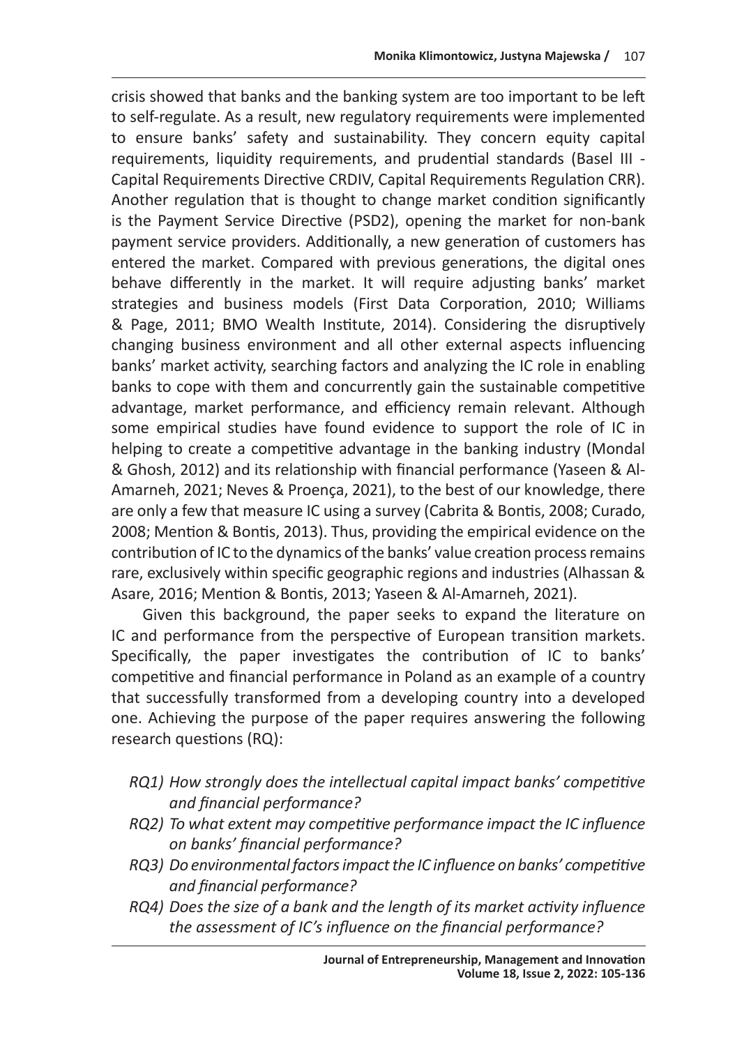crisis showed that banks and the banking system are too important to be left to self-regulate. As a result, new regulatory requirements were implemented to ensure banks' safety and sustainability. They concern equity capital requirements, liquidity requirements, and prudential standards (Basel III - Capital Requirements Directive CRDIV, Capital Requirements Regulation CRR). Another regulation that is thought to change market condition significantly is the Payment Service Directive (PSD2), opening the market for non-bank payment service providers. Additionally, a new generation of customers has entered the market. Compared with previous generations, the digital ones behave differently in the market. It will require adjusting banks' market strategies and business models (First Data Corporation, 2010; Williams & Page, 2011; BMO Wealth Institute, 2014). Considering the disruptively changing business environment and all other external aspects influencing banks' market activity, searching factors and analyzing the IC role in enabling banks to cope with them and concurrently gain the sustainable competitive advantage, market performance, and efficiency remain relevant. Although some empirical studies have found evidence to support the role of IC in helping to create a competitive advantage in the banking industry (Mondal & Ghosh, 2012) and its relationship with financial performance (Yaseen & Al-Amarneh, 2021; Neves & Proença, 2021), to the best of our knowledge, there are only a few that measure IC using a survey (Cabrita & Bontis, 2008; Curado, 2008; Mention & Bontis, 2013). Thus, providing the empirical evidence on the contribution of IC to the dynamics of the banks' value creation process remains rare, exclusively within specific geographic regions and industries (Alhassan & Asare, 2016; Mention & Bontis, 2013; Yaseen & Al-Amarneh, 2021).

Given this background, the paper seeks to expand the literature on IC and performance from the perspective of European transition markets. Specifically, the paper investigates the contribution of IC to banks' competitive and financial performance in Poland as an example of a country that successfully transformed from a developing country into a developed one. Achieving the purpose of the paper requires answering the following research questions (RQ):

- *RQ1) How strongly does the intellectual capital impact banks' competitive and financial performance?*
- *RQ2) To what extent may competitive performance impact the IC influence on banks' financial performance?*
- *RQ3) Do environmental factors impact the IC influence on banks' competitive and financial performance?*
- *RQ4) Does the size of a bank and the length of its market activity influence the assessment of IC's influence on the financial performance?*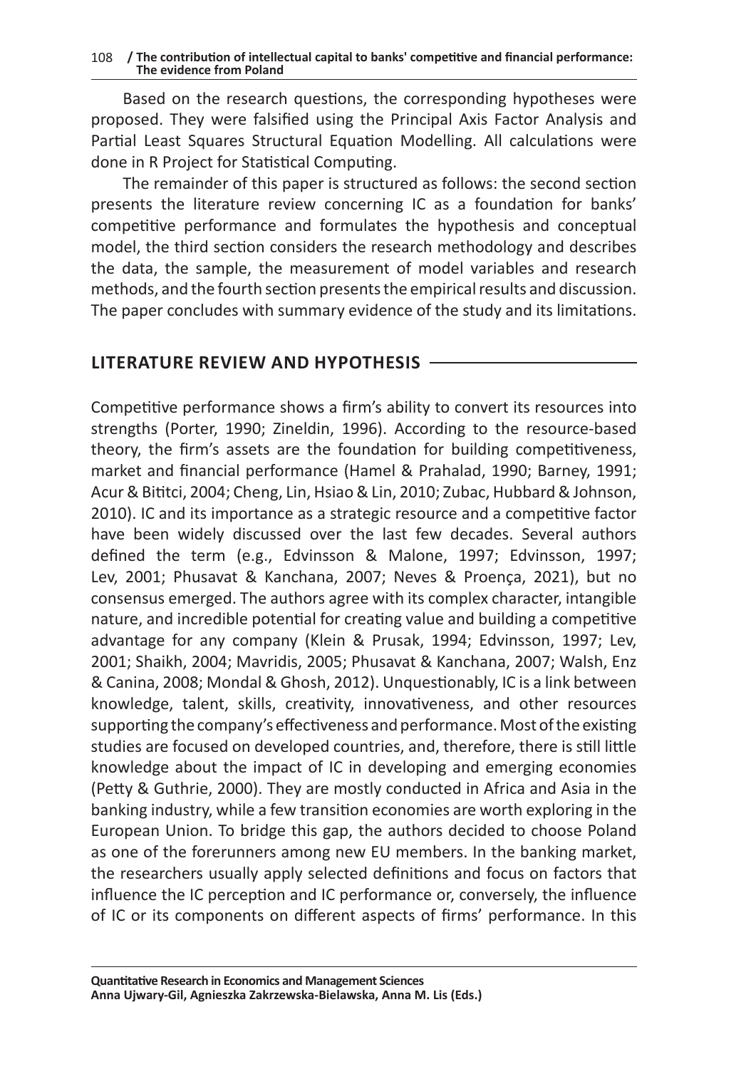Based on the research questions, the corresponding hypotheses were proposed. They were falsified using the Principal Axis Factor Analysis and Partial Least Squares Structural Equation Modelling. All calculations were done in R Project for Statistical Computing.

The remainder of this paper is structured as follows: the second section presents the literature review concerning IC as a foundation for banks' competitive performance and formulates the hypothesis and conceptual model, the third section considers the research methodology and describes the data, the sample, the measurement of model variables and research methods, and the fourth section presents the empirical results and discussion. The paper concludes with summary evidence of the study and its limitations.

## LITERATURE REVIEW AND HYPOTHESIS

Competitive performance shows a firm's ability to convert its resources into strengths (Porter, 1990; Zineldin, 1996). According to the resource-based theory, the firm's assets are the foundation for building competitiveness, market and financial performance (Hamel & Prahalad, 1990; Barney, 1991; Acur & Bititci, 2004; Cheng, Lin, Hsiao & Lin, 2010; Zubac, Hubbard & Johnson, 2010). IC and its importance as a strategic resource and a competitive factor have been widely discussed over the last few decades. Several authors defined the term (e.g., Edvinsson & Malone, 1997; Edvinsson, 1997; Lev, 2001; Phusavat & Kanchana, 2007; Neves & Proença, 2021), but no consensus emerged. The authors agree with its complex character, intangible nature, and incredible potential for creating value and building a competitive advantage for any company (Klein & Prusak, 1994; Edvinsson, 1997; Lev, 2001; Shaikh, 2004; Mavridis, 2005; Phusavat & Kanchana, 2007; Walsh, Enz & Canina, 2008; Mondal & Ghosh, 2012). Unquestionably, IC is a link between knowledge, talent, skills, creativity, innovativeness, and other resources supporting the company's effectiveness and performance. Most of the existing studies are focused on developed countries, and, therefore, there is still little knowledge about the impact of IC in developing and emerging economies (Petty & Guthrie, 2000). They are mostly conducted in Africa and Asia in the banking industry, while a few transition economies are worth exploring in the European Union. To bridge this gap, the authors decided to choose Poland as one of the forerunners among new EU members. In the banking market, the researchers usually apply selected definitions and focus on factors that influence the IC perception and IC performance or, conversely, the influence of IC or its components on different aspects of firms' performance. In this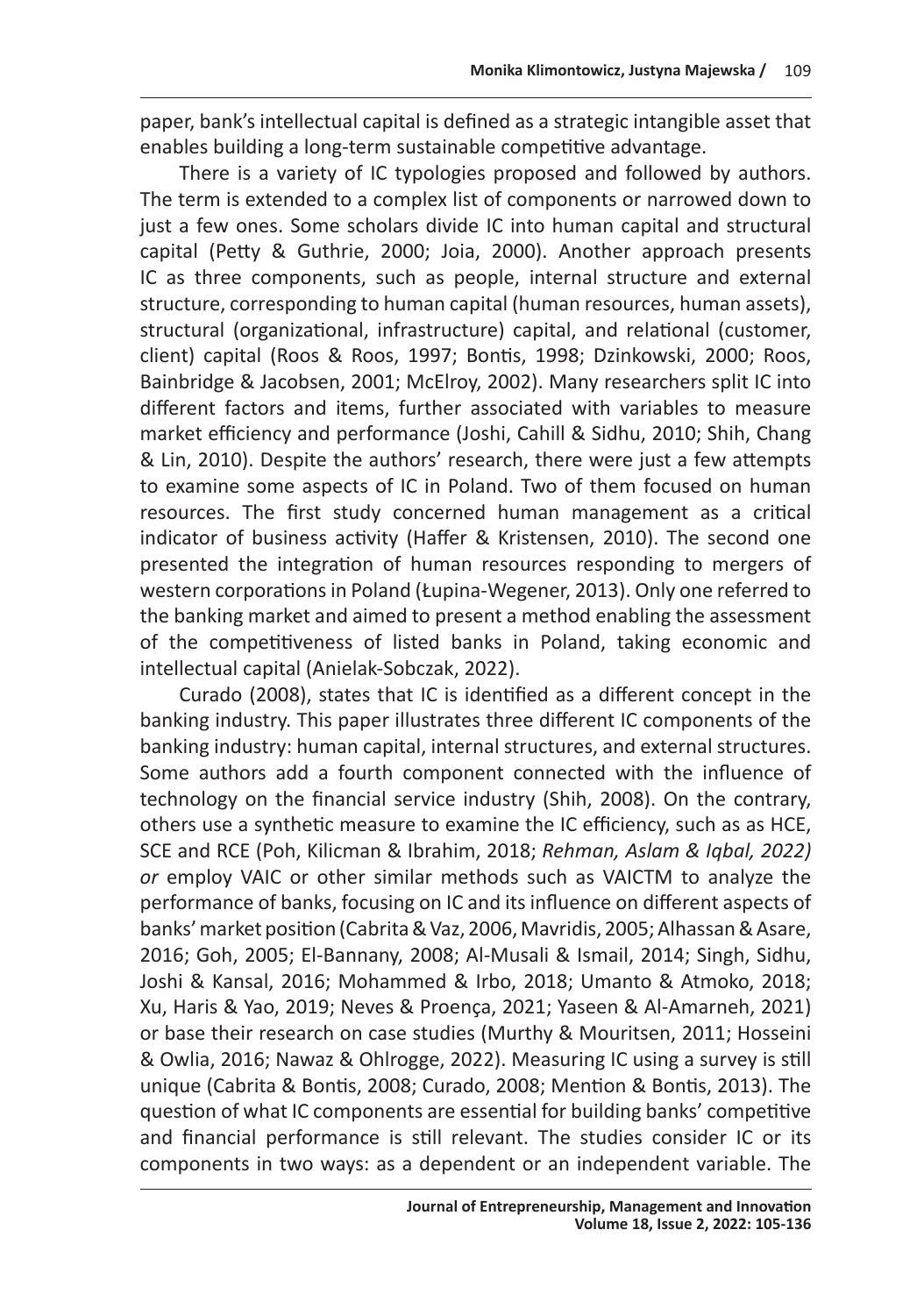paper, bank's intellectual capital is defined as a strategic intangible asset that enables building a long-term sustainable competitive advantage.

There is a variety of IC typologies proposed and followed by authors. The term is extended to a complex list of components or narrowed down to just a few ones. Some scholars divide IC into human capital and structural capital (Petty & Guthrie, 2000; Joia, 2000). Another approach presents IC as three components, such as people, internal structure and external structure, corresponding to human capital (human resources, human assets), structural (organizational, infrastructure) capital, and relational (customer, client) capital (Roos & Roos, 1997; Bontis, 1998; Dzinkowski, 2000; Roos, Bainbridge & Jacobsen, 2001; McElroy, 2002). Many researchers split IC into different factors and items, further associated with variables to measure market efficiency and performance (Joshi, Cahill & Sidhu, 2010; Shih, Chang & Lin, 2010). Despite the authors' research, there were just a few attempts to examine some aspects of IC in Poland. Two of them focused on human resources. The first study concerned human management as a critical indicator of business activity (Haffer & Kristensen, 2010). The second one presented the integration of human resources responding to mergers of western corporations in Poland (Łupina-Wegener, 2013). Only one referred to the banking market and aimed to present a method enabling the assessment of the competitiveness of listed banks in Poland, taking economic and intellectual capital (Anielak-Sobczak, 2022).

Curado (2008), states that IC is identified as a different concept in the banking industry. This paper illustrates three different IC components of the banking industry: human capital, internal structures, and external structures. Some authors add a fourth component connected with the influence of technology on the financial service industry (Shih, 2008). On the contrary, others use a synthetic measure to examine the IC efficiency, such as as HCE, SCE and RCE (Poh, Kilicman & Ibrahim, 2018; *Rehman, Aslam & Iqbal, 2022) or* employ VAIC or other similar methods such as VAICTM to analyze the performance of banks, focusing on IC and its influence on different aspects of banks' market position (Cabrita & Vaz, 2006, Mavridis, 2005; Alhassan & Asare, 2016; Goh, 2005; El-Bannany, 2008; Al-Musali & Ismail, 2014; Singh, Sidhu, Joshi & Kansal, 2016; Mohammed & Irbo, 2018; Umanto & Atmoko, 2018; Xu, Haris & Yao, 2019; Neves & Proença, 2021; Yaseen & Al-Amarneh, 2021) or base their research on case studies (Murthy & Mouritsen, 2011; Hosseini & Owlia, 2016; Nawaz & Ohlrogge, 2022). Measuring IC using a survey is still unique (Cabrita & Bontis, 2008; Curado, 2008; Mention & Bontis, 2013). The question of what IC components are essential for building banks' competitive and financial performance is still relevant. The studies consider IC or its components in two ways: as a dependent or an independent variable. The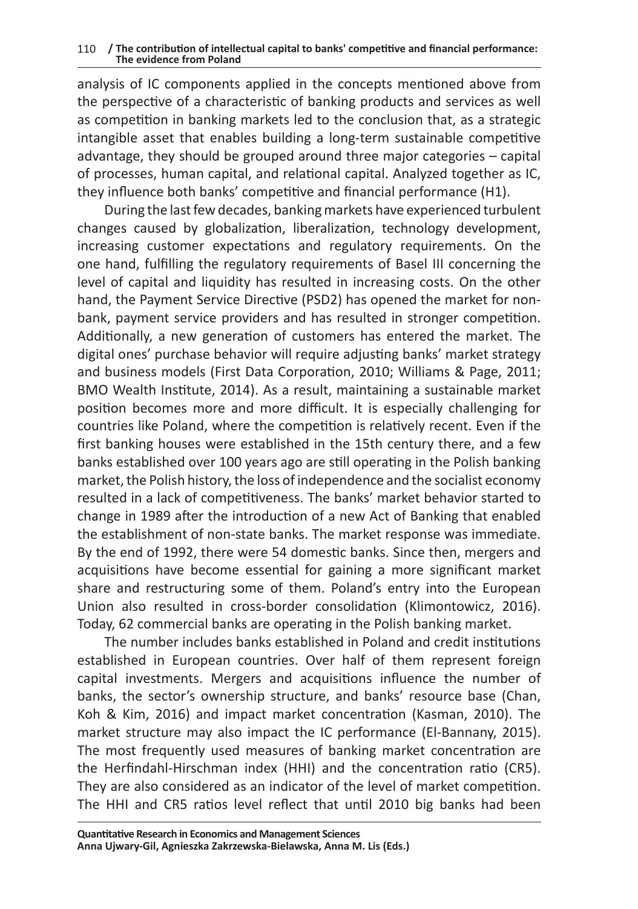analysis of IC components applied in the concepts mentioned above from the perspective of a characteristic of banking products and services as well as competition in banking markets led to the conclusion that, as a strategic intangible asset that enables building a long-term sustainable competitive advantage, they should be grouped around three major categories – capital of processes, human capital, and relational capital. Analyzed together as IC, they influence both banks' competitive and financial performance (H1).

During the last few decades, banking markets have experienced turbulent changes caused by globalization, liberalization, technology development, increasing customer expectations and regulatory requirements. On the one hand, fulfilling the regulatory requirements of Basel III concerning the level of capital and liquidity has resulted in increasing costs. On the other hand, the Payment Service Directive (PSD2) has opened the market for non-bank, payment service providers and has resulted in stronger competition. Additionally, a new generation of customers has entered the market. The digital ones' purchase behavior will require adjusting banks' market strategy and business models (First Data Corporation, 2010; Williams & Page, 2011; BMO Wealth Institute, 2014). As a result, maintaining a sustainable market position becomes more and more difficult. It is especially challenging for countries like Poland, where the competition is relatively recent. Even if the first banking houses were established in the 15th century there, and a few banks established over 100 years ago are still operating in the Polish banking market, the Polish history, the loss of independence and the socialist economy resulted in a lack of competitiveness. The banks' market behavior started to change in 1989 after the introduction of a new Act of Banking that enabled the establishment of non-state banks. The market response was immediate. By the end of 1992, there were 54 domestic banks. Since then, mergers and acquisitions have become essential for gaining a more significant market share and restructuring some of them. Poland's entry into the European Union also resulted in cross-border consolidation (Klimontowicz, 2016). Today, 62 commercial banks are operating in the Polish banking market.

The number includes banks established in Poland and credit institutions established in European countries. Over half of them represent foreign capital investments. Mergers and acquisitions influence the number of banks, the sector's ownership structure, and banks' resource base (Chan, Koh & Kim, 2016) and impact market concentration (Kasman, 2010). The market structure may also impact the IC performance (El-Bannany, 2015). The most frequently used measures of banking market concentration are the Herfindahl-Hirschman index (HHI) and the concentration ratio (CR5). They are also considered as an indicator of the level of market competition. The HHI and CR5 ratios level reflect that until 2010 big banks had been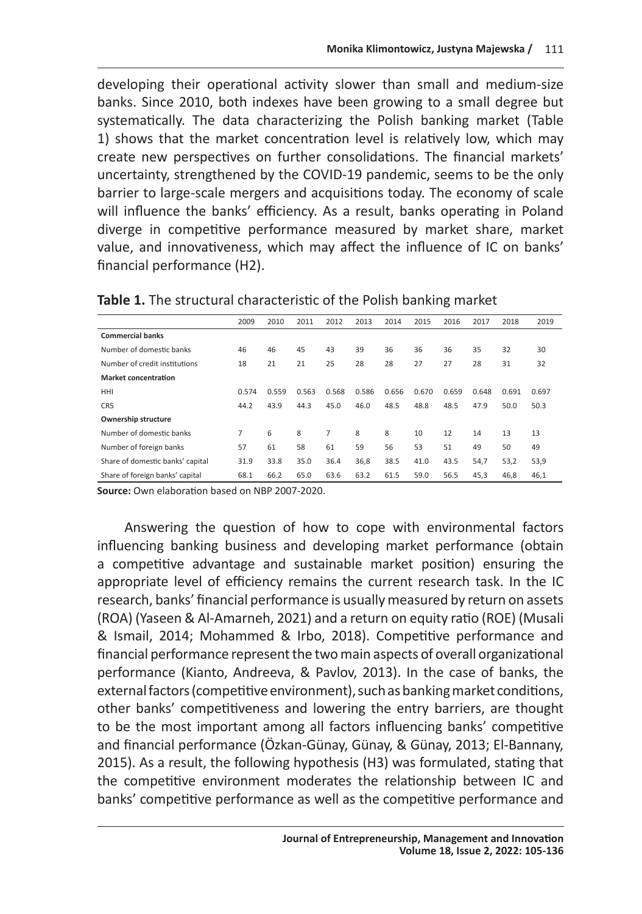developing their operational activity slower than small and medium-size banks. Since 2010, both indexes have been growing to a small degree but systematically. The data characterizing the Polish banking market (Table 1) shows that the market concentration level is relatively low, which may create new perspectives on further consolidations. The financial markets' uncertainty, strengthened by the COVID-19 pandemic, seems to be the only barrier to large-scale mergers and acquisitions today. The economy of scale will influence the banks' efficiency. As a result, banks operating in Poland diverge in competitive performance measured by market share, market value, and innovativeness, which may affect the influence of IC on banks' financial performance (H2).

**Table 1.** The structural characteristic of the Polish banking market

| | 2009 | 2010 | 2011 | 2012 | 2013 | 2014 | 2015 | 2016 | 2017 | 2018 | 2019 |
|---|---|---|---|---|---|---|---|---|---|---|---|
| **Commercial banks** | | | | | | | | | | | |
| Number of domestic banks | 46 | 46 | 45 | 43 | 39 | 36 | 36 | 36 | 35 | 32 | 30 |
| Number of credit institutions | 18 | 21 | 21 | 25 | 28 | 28 | 27 | 27 | 28 | 31 | 32 |
| **Market concentration** | | | | | | | | | | | |
| HHI | 0.574 | 0.559 | 0.563 | 0.568 | 0.586 | 0.656 | 0.670 | 0.659 | 0.648 | 0.691 | 0.697 |
| CR5 | 44.2 | 43.9 | 44.3 | 45.0 | 46.0 | 48.5 | 48.8 | 48.5 | 47.9 | 50.0 | 50.3 |
| **Ownership structure** | | | | | | | | | | | |
| Number of domestic banks | 7 | 6 | 8 | 7 | 8 | 8 | 10 | 12 | 14 | 13 | 13 |
| Number of foreign banks | 57 | 61 | 58 | 61 | 59 | 56 | 53 | 51 | 49 | 50 | 49 |
| Share of domestic banks' capital | 31.9 | 33.8 | 35.0 | 36.4 | 36,8 | 38.5 | 41.0 | 43.5 | 54,7 | 53,2 | 53,9 |
| Share of foreign banks' capital | 68.1 | 66.2 | 65.0 | 63.6 | 63.2 | 61.5 | 59.0 | 56.5 | 45,3 | 46,8 | 46,1 |

**Source:** Own elaboration based on NBP 2007-2020.

Answering the question of how to cope with environmental factors influencing banking business and developing market performance (obtain a competitive advantage and sustainable market position) ensuring the appropriate level of efficiency remains the current research task. In the IC research, banks' financial performance is usually measured by return on assets (ROA) (Yaseen & Al-Amarneh, 2021) and a return on equity ratio (ROE) (Musali & Ismail, 2014; Mohammed & Irbo, 2018). Competitive performance and financial performance represent the two main aspects of overall organizational performance (Kianto, Andreeva, & Pavlov, 2013). In the case of banks, the external factors (competitive environment), such as banking market conditions, other banks' competitiveness and lowering the entry barriers, are thought to be the most important among all factors influencing banks' competitive and financial performance (Özkan-Günay, Günay, & Günay, 2013; El-Bannany, 2015). As a result, the following hypothesis (H3) was formulated, stating that the competitive environment moderates the relationship between IC and banks' competitive performance as well as the competitive performance and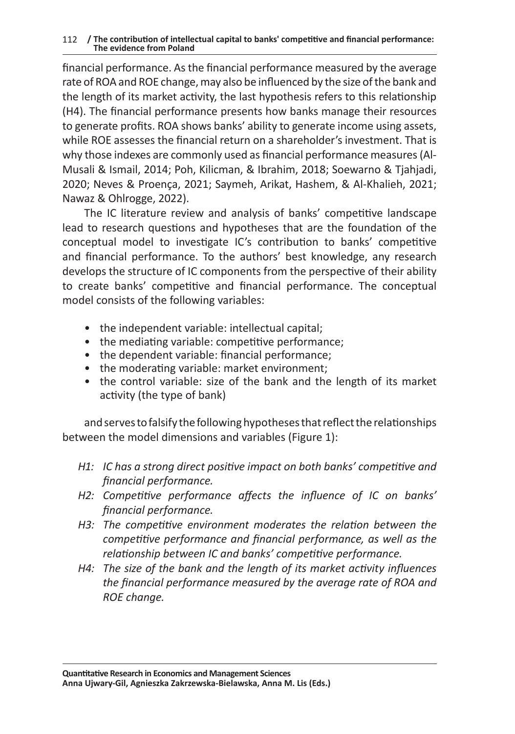financial performance. As the financial performance measured by the average rate of ROA and ROE change, may also be influenced by the size of the bank and the length of its market activity, the last hypothesis refers to this relationship (H4). The financial performance presents how banks manage their resources to generate profits. ROA shows banks' ability to generate income using assets, while ROE assesses the financial return on a shareholder's investment. That is why those indexes are commonly used as financial performance measures (Al-Musali & Ismail, 2014; Poh, Kilicman, & Ibrahim, 2018; Soewarno & Tjahjadi, 2020; Neves & Proença, 2021; Saymeh, Arikat, Hashem, & Al-Khalieh, 2021; Nawaz & Ohlrogge, 2022).

The IC literature review and analysis of banks' competitive landscape lead to research questions and hypotheses that are the foundation of the conceptual model to investigate IC's contribution to banks' competitive and financial performance. To the authors' best knowledge, any research develops the structure of IC components from the perspective of their ability to create banks' competitive and financial performance. The conceptual model consists of the following variables:

- the independent variable: intellectual capital;
- the mediating variable: competitive performance;
- the dependent variable: financial performance;
- the moderating variable: market environment;
- the control variable: size of the bank and the length of its market activity (the type of bank)

and serves to falsify the following hypotheses that reflect the relationships between the model dimensions and variables (Figure 1):

- *H1: IC has a strong direct positive impact on both banks' competitive and financial performance.*
- *H2: Competitive performance affects the influence of IC on banks' financial performance.*
- *H3: The competitive environment moderates the relation between the competitive performance and financial performance, as well as the relationship between IC and banks' competitive performance.*
- *H4: The size of the bank and the length of its market activity influences the financial performance measured by the average rate of ROA and ROE change.*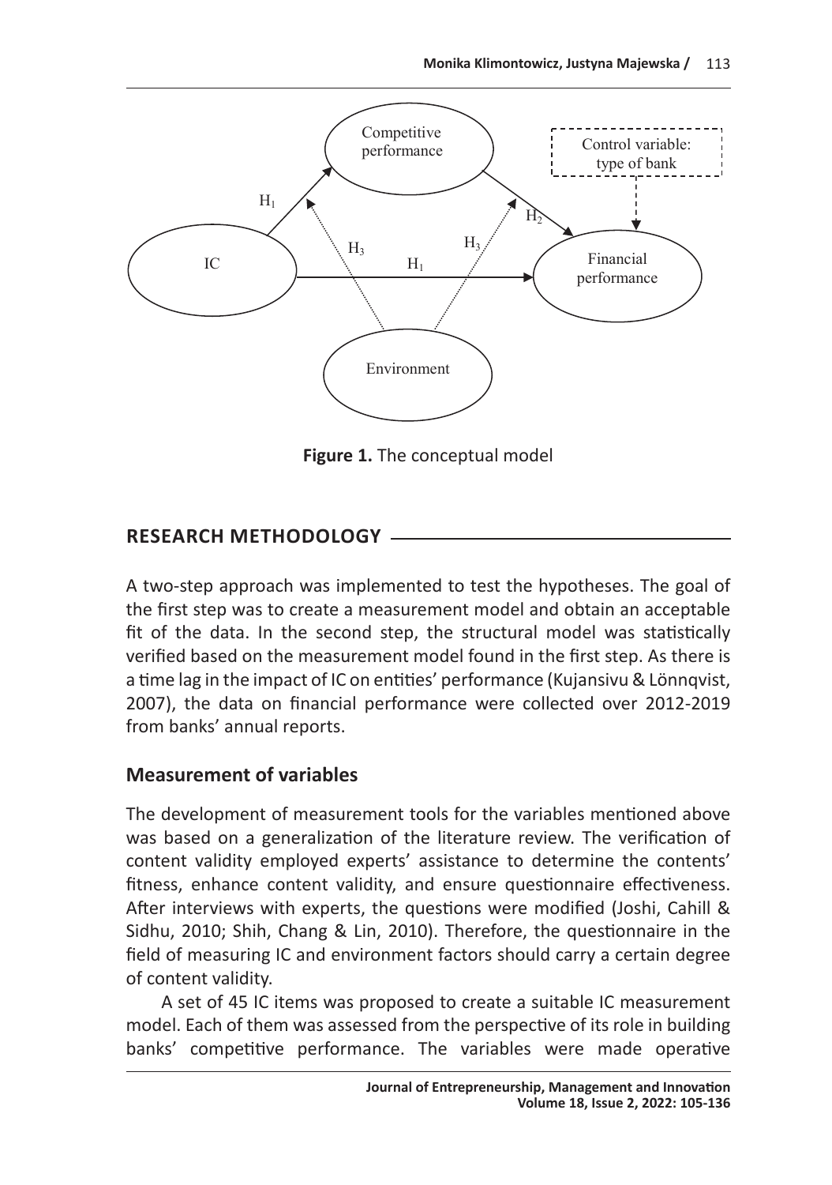**Figure 1.** The conceptual model

## RESEARCH METHODOLOGY

A two-step approach was implemented to test the hypotheses. The goal of the first step was to create a measurement model and obtain an acceptable fit of the data. In the second step, the structural model was statistically verified based on the measurement model found in the first step. As there is a time lag in the impact of IC on entities' performance (Kujansivu & Lönnqvist, 2007), the data on financial performance were collected over 2012-2019 from banks' annual reports.

### Measurement of variables

The development of measurement tools for the variables mentioned above was based on a generalization of the literature review. The verification of content validity employed experts' assistance to determine the contents' fitness, enhance content validity, and ensure questionnaire effectiveness. After interviews with experts, the questions were modified (Joshi, Cahill & Sidhu, 2010; Shih, Chang & Lin, 2010). Therefore, the questionnaire in the field of measuring IC and environment factors should carry a certain degree of content validity.

A set of 45 IC items was proposed to create a suitable IC measurement model. Each of them was assessed from the perspective of its role in building banks' competitive performance. The variables were made operative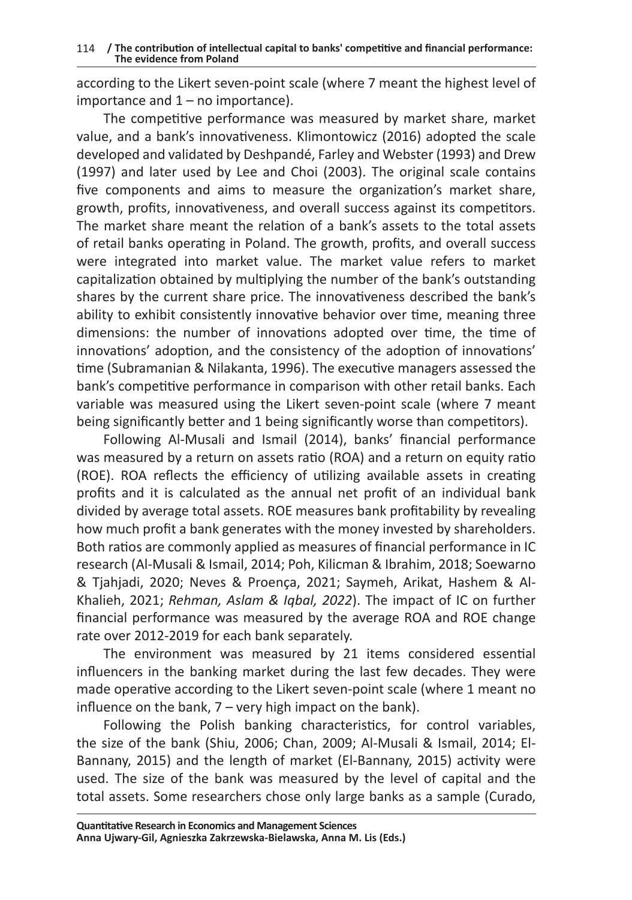according to the Likert seven-point scale (where 7 meant the highest level of importance and 1 – no importance).

The competitive performance was measured by market share, market value, and a bank's innovativeness. Klimontowicz (2016) adopted the scale developed and validated by Deshpandé, Farley and Webster (1993) and Drew (1997) and later used by Lee and Choi (2003). The original scale contains five components and aims to measure the organization's market share, growth, profits, innovativeness, and overall success against its competitors. The market share meant the relation of a bank's assets to the total assets of retail banks operating in Poland. The growth, profits, and overall success were integrated into market value. The market value refers to market capitalization obtained by multiplying the number of the bank's outstanding shares by the current share price. The innovativeness described the bank's ability to exhibit consistently innovative behavior over time, meaning three dimensions: the number of innovations adopted over time, the time of innovations' adoption, and the consistency of the adoption of innovations' time (Subramanian & Nilakanta, 1996). The executive managers assessed the bank's competitive performance in comparison with other retail banks. Each variable was measured using the Likert seven-point scale (where 7 meant being significantly better and 1 being significantly worse than competitors).

Following Al-Musali and Ismail (2014), banks' financial performance was measured by a return on assets ratio (ROA) and a return on equity ratio (ROE). ROA reflects the efficiency of utilizing available assets in creating profits and it is calculated as the annual net profit of an individual bank divided by average total assets. ROE measures bank profitability by revealing how much profit a bank generates with the money invested by shareholders. Both ratios are commonly applied as measures of financial performance in IC research (Al-Musali & Ismail, 2014; Poh, Kilicman & Ibrahim, 2018; Soewarno & Tjahjadi, 2020; Neves & Proença, 2021; Saymeh, Arikat, Hashem & Al-Khalieh, 2021; *Rehman, Aslam & Iqbal, 2022*). The impact of IC on further financial performance was measured by the average ROA and ROE change rate over 2012-2019 for each bank separately.

The environment was measured by 21 items considered essential influencers in the banking market during the last few decades. They were made operative according to the Likert seven-point scale (where 1 meant no influence on the bank, 7 – very high impact on the bank).

Following the Polish banking characteristics, for control variables, the size of the bank (Shiu, 2006; Chan, 2009; Al-Musali & Ismail, 2014; El-Bannany, 2015) and the length of market (El-Bannany, 2015) activity were used. The size of the bank was measured by the level of capital and the total assets. Some researchers chose only large banks as a sample (Curado,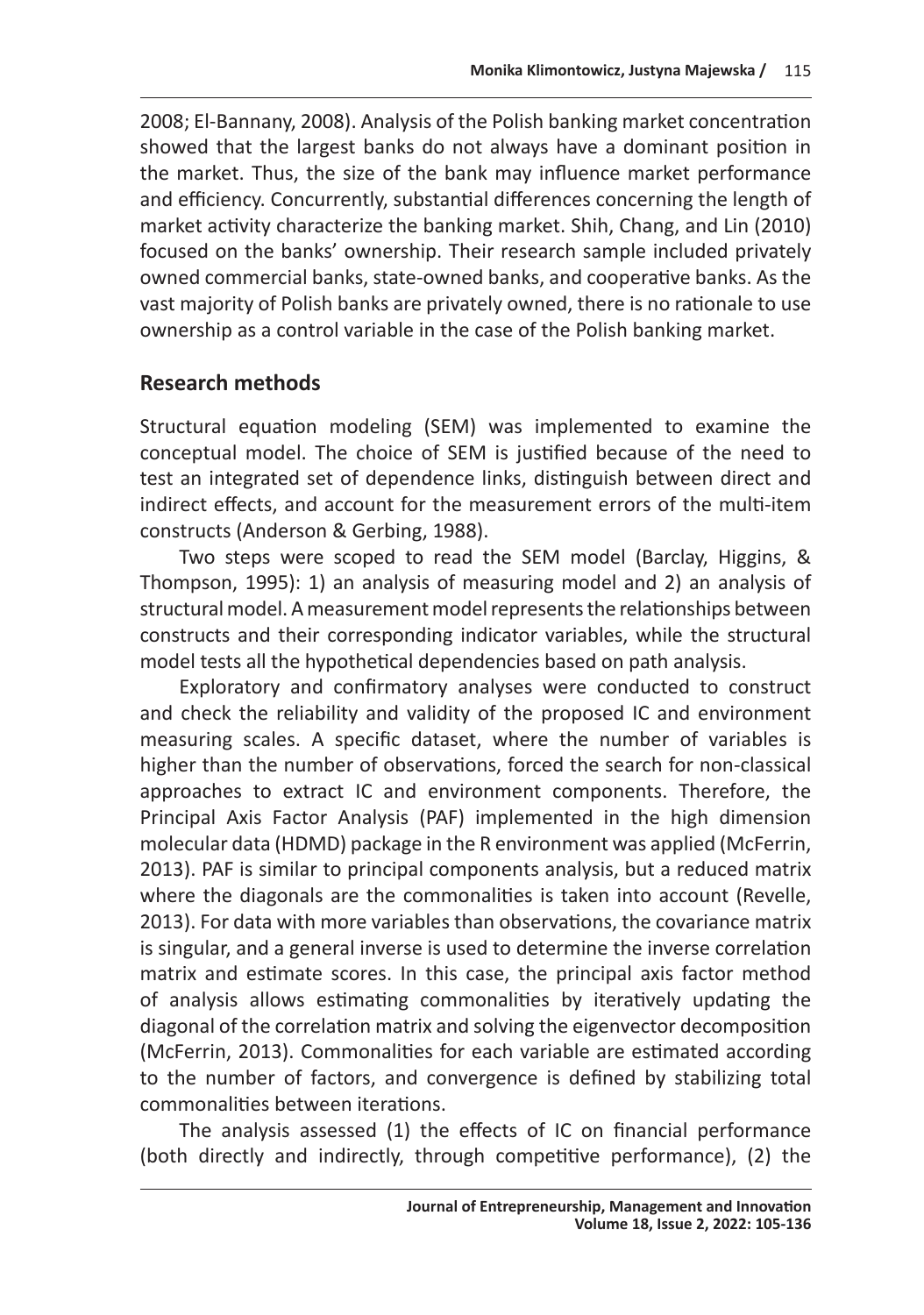2008; El-Bannany, 2008). Analysis of the Polish banking market concentration showed that the largest banks do not always have a dominant position in the market. Thus, the size of the bank may influence market performance and efficiency. Concurrently, substantial differences concerning the length of market activity characterize the banking market. Shih, Chang, and Lin (2010) focused on the banks' ownership. Their research sample included privately owned commercial banks, state-owned banks, and cooperative banks. As the vast majority of Polish banks are privately owned, there is no rationale to use ownership as a control variable in the case of the Polish banking market.

## Research methods

Structural equation modeling (SEM) was implemented to examine the conceptual model. The choice of SEM is justified because of the need to test an integrated set of dependence links, distinguish between direct and indirect effects, and account for the measurement errors of the multi-item constructs (Anderson & Gerbing, 1988).

Two steps were scoped to read the SEM model (Barclay, Higgins, & Thompson, 1995): 1) an analysis of measuring model and 2) an analysis of structural model. A measurement model represents the relationships between constructs and their corresponding indicator variables, while the structural model tests all the hypothetical dependencies based on path analysis.

Exploratory and confirmatory analyses were conducted to construct and check the reliability and validity of the proposed IC and environment measuring scales. A specific dataset, where the number of variables is higher than the number of observations, forced the search for non-classical approaches to extract IC and environment components. Therefore, the Principal Axis Factor Analysis (PAF) implemented in the high dimension molecular data (HDMD) package in the R environment was applied (McFerrin, 2013). PAF is similar to principal components analysis, but a reduced matrix where the diagonals are the commonalities is taken into account (Revelle, 2013). For data with more variables than observations, the covariance matrix is singular, and a general inverse is used to determine the inverse correlation matrix and estimate scores. In this case, the principal axis factor method of analysis allows estimating commonalities by iteratively updating the diagonal of the correlation matrix and solving the eigenvector decomposition (McFerrin, 2013). Commonalities for each variable are estimated according to the number of factors, and convergence is defined by stabilizing total commonalities between iterations.

The analysis assessed (1) the effects of IC on financial performance (both directly and indirectly, through competitive performance), (2) the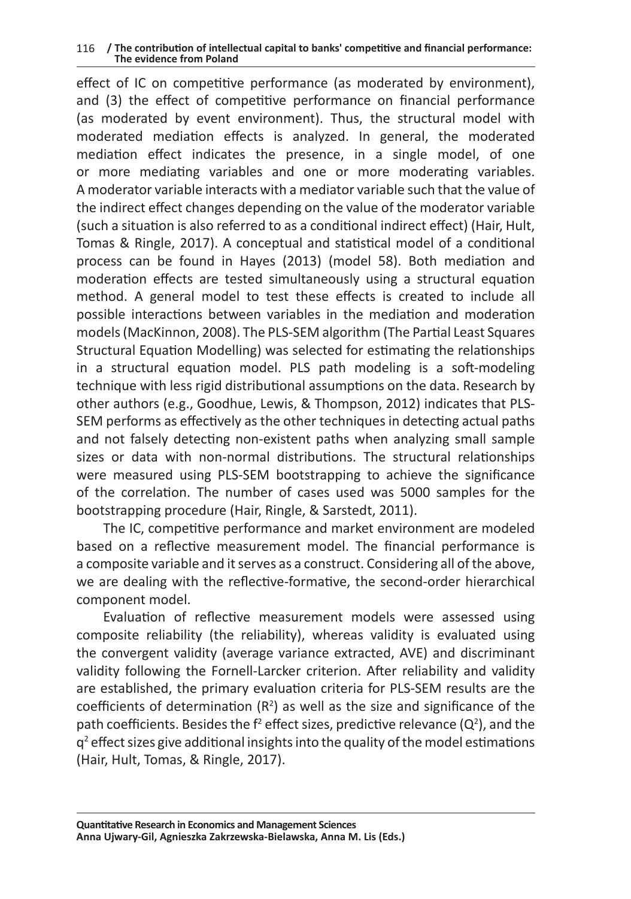effect of IC on competitive performance (as moderated by environment), and (3) the effect of competitive performance on financial performance (as moderated by event environment). Thus, the structural model with moderated mediation effects is analyzed. In general, the moderated mediation effect indicates the presence, in a single model, of one or more mediating variables and one or more moderating variables. A moderator variable interacts with a mediator variable such that the value of the indirect effect changes depending on the value of the moderator variable (such a situation is also referred to as a conditional indirect effect) (Hair, Hult, Tomas & Ringle, 2017). A conceptual and statistical model of a conditional process can be found in Hayes (2013) (model 58). Both mediation and moderation effects are tested simultaneously using a structural equation method. A general model to test these effects is created to include all possible interactions between variables in the mediation and moderation models (MacKinnon, 2008). The PLS-SEM algorithm (The Partial Least Squares Structural Equation Modelling) was selected for estimating the relationships in a structural equation model. PLS path modeling is a soft-modeling technique with less rigid distributional assumptions on the data. Research by other authors (e.g., Goodhue, Lewis, & Thompson, 2012) indicates that PLS-SEM performs as effectively as the other techniques in detecting actual paths and not falsely detecting non-existent paths when analyzing small sample sizes or data with non-normal distributions. The structural relationships were measured using PLS-SEM bootstrapping to achieve the significance of the correlation. The number of cases used was 5000 samples for the bootstrapping procedure (Hair, Ringle, & Sarstedt, 2011).

The IC, competitive performance and market environment are modeled based on a reflective measurement model. The financial performance is a composite variable and it serves as a construct. Considering all of the above, we are dealing with the reflective-formative, the second-order hierarchical component model.

Evaluation of reflective measurement models were assessed using composite reliability (the reliability), whereas validity is evaluated using the convergent validity (average variance extracted, AVE) and discriminant validity following the Fornell-Larcker criterion. After reliability and validity are established, the primary evaluation criteria for PLS-SEM results are the coefficients of determination ($R^2$) as well as the size and significance of the path coefficients. Besides the $f^2$ effect sizes, predictive relevance ($Q^2$), and the $q^2$ effect sizes give additional insights into the quality of the model estimations (Hair, Hult, Tomas, & Ringle, 2017).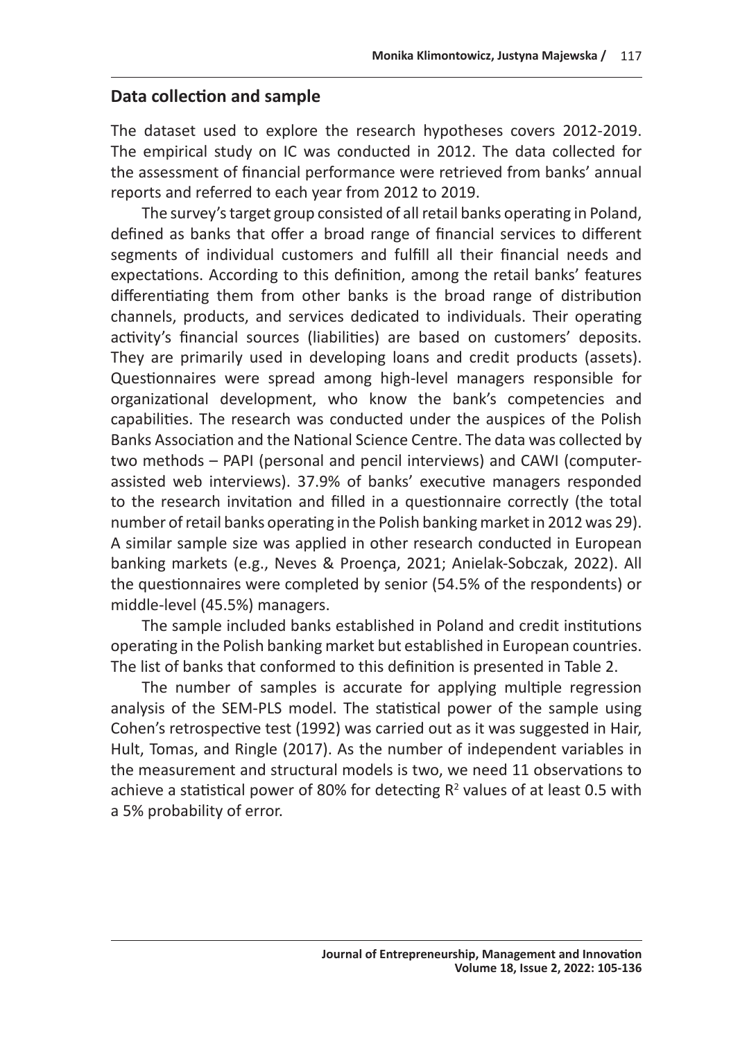## Data collection and sample

The dataset used to explore the research hypotheses covers 2012-2019. The empirical study on IC was conducted in 2012. The data collected for the assessment of financial performance were retrieved from banks' annual reports and referred to each year from 2012 to 2019.

The survey's target group consisted of all retail banks operating in Poland, defined as banks that offer a broad range of financial services to different segments of individual customers and fulfill all their financial needs and expectations. According to this definition, among the retail banks' features differentiating them from other banks is the broad range of distribution channels, products, and services dedicated to individuals. Their operating activity's financial sources (liabilities) are based on customers' deposits. They are primarily used in developing loans and credit products (assets). Questionnaires were spread among high-level managers responsible for organizational development, who know the bank's competencies and capabilities. The research was conducted under the auspices of the Polish Banks Association and the National Science Centre. The data was collected by two methods – PAPI (personal and pencil interviews) and CAWI (computer-assisted web interviews). 37.9% of banks' executive managers responded to the research invitation and filled in a questionnaire correctly (the total number of retail banks operating in the Polish banking market in 2012 was 29). A similar sample size was applied in other research conducted in European banking markets (e.g., Neves & Proença, 2021; Anielak-Sobczak, 2022). All the questionnaires were completed by senior (54.5% of the respondents) or middle-level (45.5%) managers.

The sample included banks established in Poland and credit institutions operating in the Polish banking market but established in European countries. The list of banks that conformed to this definition is presented in Table 2.

The number of samples is accurate for applying multiple regression analysis of the SEM-PLS model. The statistical power of the sample using Cohen's retrospective test (1992) was carried out as it was suggested in Hair, Hult, Tomas, and Ringle (2017). As the number of independent variables in the measurement and structural models is two, we need 11 observations to achieve a statistical power of 80% for detecting $R^2$ values of at least 0.5 with a 5% probability of error.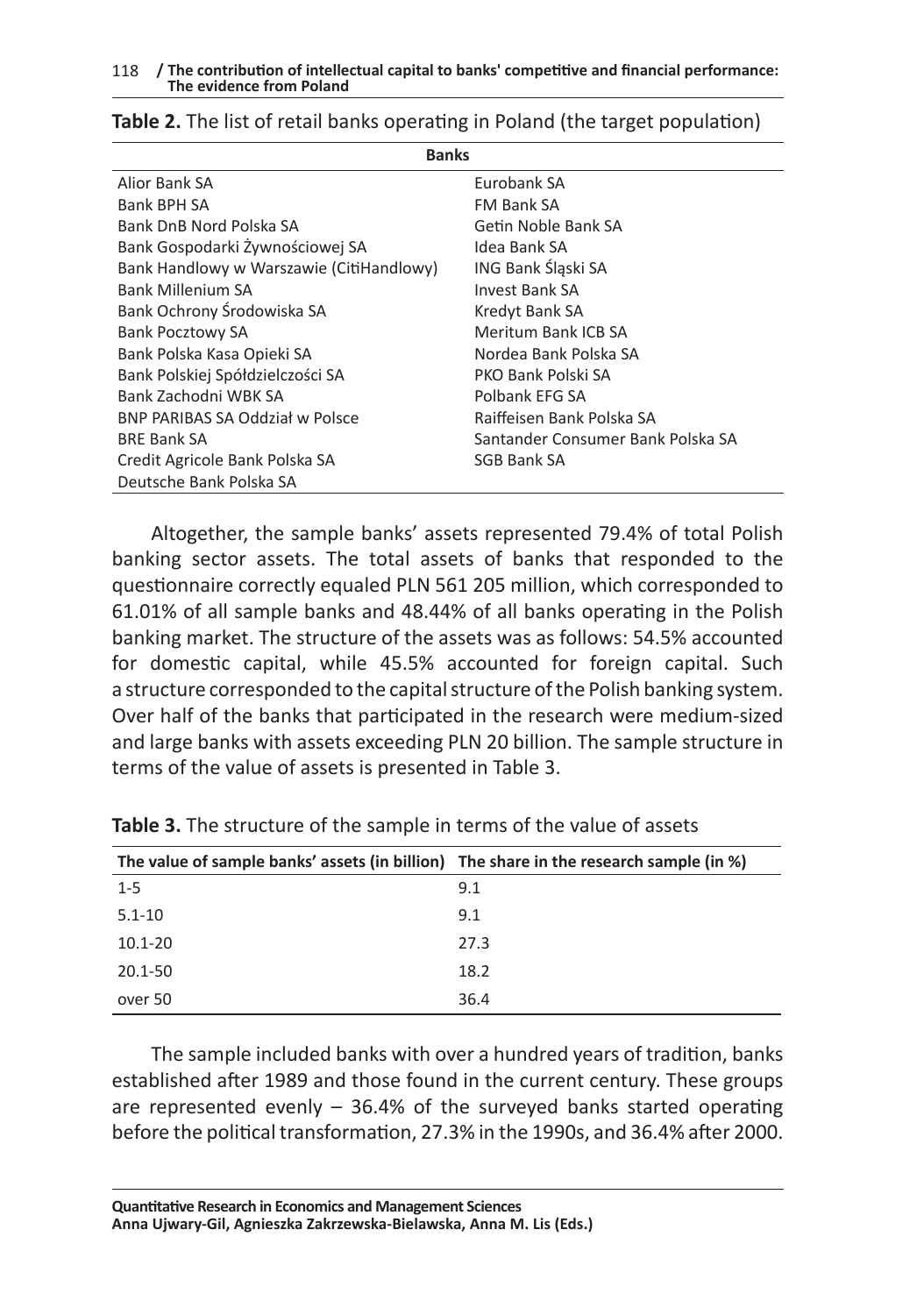**Table 2.** The list of retail banks operating in Poland (the target population)

| Banks | |
|---|---|
| Alior Bank SA | Eurobank SA |
| Bank BPH SA | FM Bank SA |
| Bank DnB Nord Polska SA | Getin Noble Bank SA |
| Bank Gospodarki Żywnościowej SA | Idea Bank SA |
| Bank Handlowy w Warszawie (CitiHandlowy) | ING Bank Śląski SA |
| Bank Millenium SA | Invest Bank SA |
| Bank Ochrony Środowiska SA | Kredyt Bank SA |
| Bank Pocztowy SA | Meritum Bank ICB SA |
| Bank Polska Kasa Opieki SA | Nordea Bank Polska SA |
| Bank Polskiej Spółdzielczości SA | PKO Bank Polski SA |
| Bank Zachodni WBK SA | Polbank EFG SA |
| BNP PARIBAS SA Oddział w Polsce | Raiffeisen Bank Polska SA |
| BRE Bank SA | Santander Consumer Bank Polska SA |
| Credit Agricole Bank Polska SA | SGB Bank SA |
| Deutsche Bank Polska SA | |

Altogether, the sample banks' assets represented 79.4% of total Polish banking sector assets. The total assets of banks that responded to the questionnaire correctly equaled PLN 561 205 million, which corresponded to 61.01% of all sample banks and 48.44% of all banks operating in the Polish banking market. The structure of the assets was as follows: 54.5% accounted for domestic capital, while 45.5% accounted for foreign capital. Such a structure corresponded to the capital structure of the Polish banking system. Over half of the banks that participated in the research were medium-sized and large banks with assets exceeding PLN 20 billion. The sample structure in terms of the value of assets is presented in Table 3.

**Table 3.** The structure of the sample in terms of the value of assets

| The value of sample banks' assets (in billion) | The share in the research sample (in %) |
|---|---|
| 1-5 | 9.1 |
| 5.1-10 | 9.1 |
| 10.1-20 | 27.3 |
| 20.1-50 | 18.2 |
| over 50 | 36.4 |

The sample included banks with over a hundred years of tradition, banks established after 1989 and those found in the current century. These groups are represented evenly – 36.4% of the surveyed banks started operating before the political transformation, 27.3% in the 1990s, and 36.4% after 2000.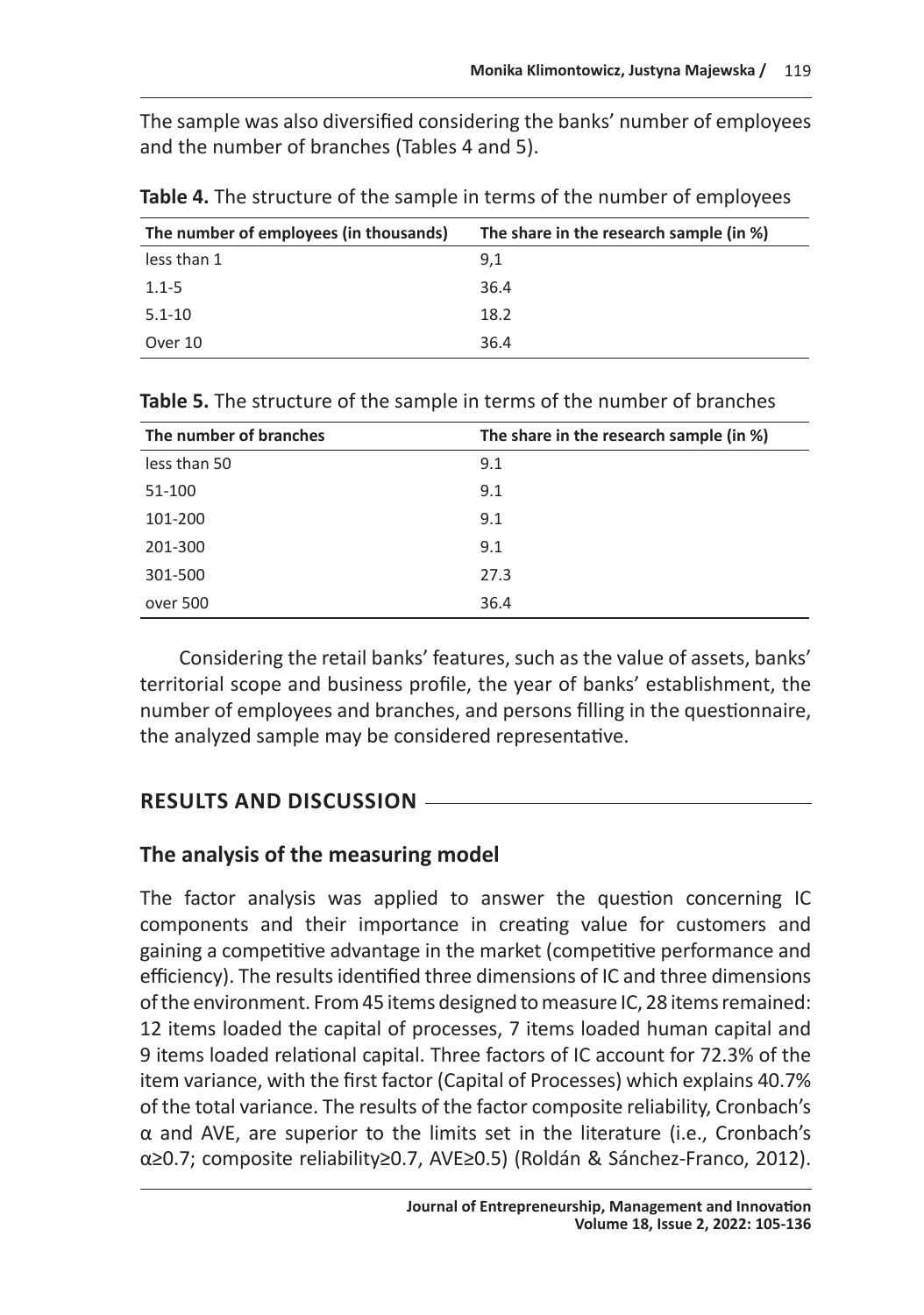The sample was also diversified considering the banks' number of employees and the number of branches (Tables 4 and 5).

**Table 4.** The structure of the sample in terms of the number of employees

| The number of employees (in thousands) | The share in the research sample (in %) |
|---|---|
| less than 1 | 9,1 |
| 1.1-5 | 36.4 |
| 5.1-10 | 18.2 |
| Over 10 | 36.4 |

**Table 5.** The structure of the sample in terms of the number of branches

| The number of branches | The share in the research sample (in %) |
|---|---|
| less than 50 | 9.1 |
| 51-100 | 9.1 |
| 101-200 | 9.1 |
| 201-300 | 9.1 |
| 301-500 | 27.3 |
| over 500 | 36.4 |

Considering the retail banks' features, such as the value of assets, banks' territorial scope and business profile, the year of banks' establishment, the number of employees and branches, and persons filling in the questionnaire, the analyzed sample may be considered representative.

## RESULTS AND DISCUSSION

### The analysis of the measuring model

The factor analysis was applied to answer the question concerning IC components and their importance in creating value for customers and gaining a competitive advantage in the market (competitive performance and efficiency). The results identified three dimensions of IC and three dimensions of the environment. From 45 items designed to measure IC, 28 items remained: 12 items loaded the capital of processes, 7 items loaded human capital and 9 items loaded relational capital. Three factors of IC account for 72.3% of the item variance, with the first factor (Capital of Processes) which explains 40.7% of the total variance. The results of the factor composite reliability, Cronbach's $\alpha$ and AVE, are superior to the limits set in the literature (i.e., Cronbach's $\alpha \geq 0.7$; composite reliability$\geq$0.7, AVE$\geq$0.5) (Roldán & Sánchez-Franco, 2012).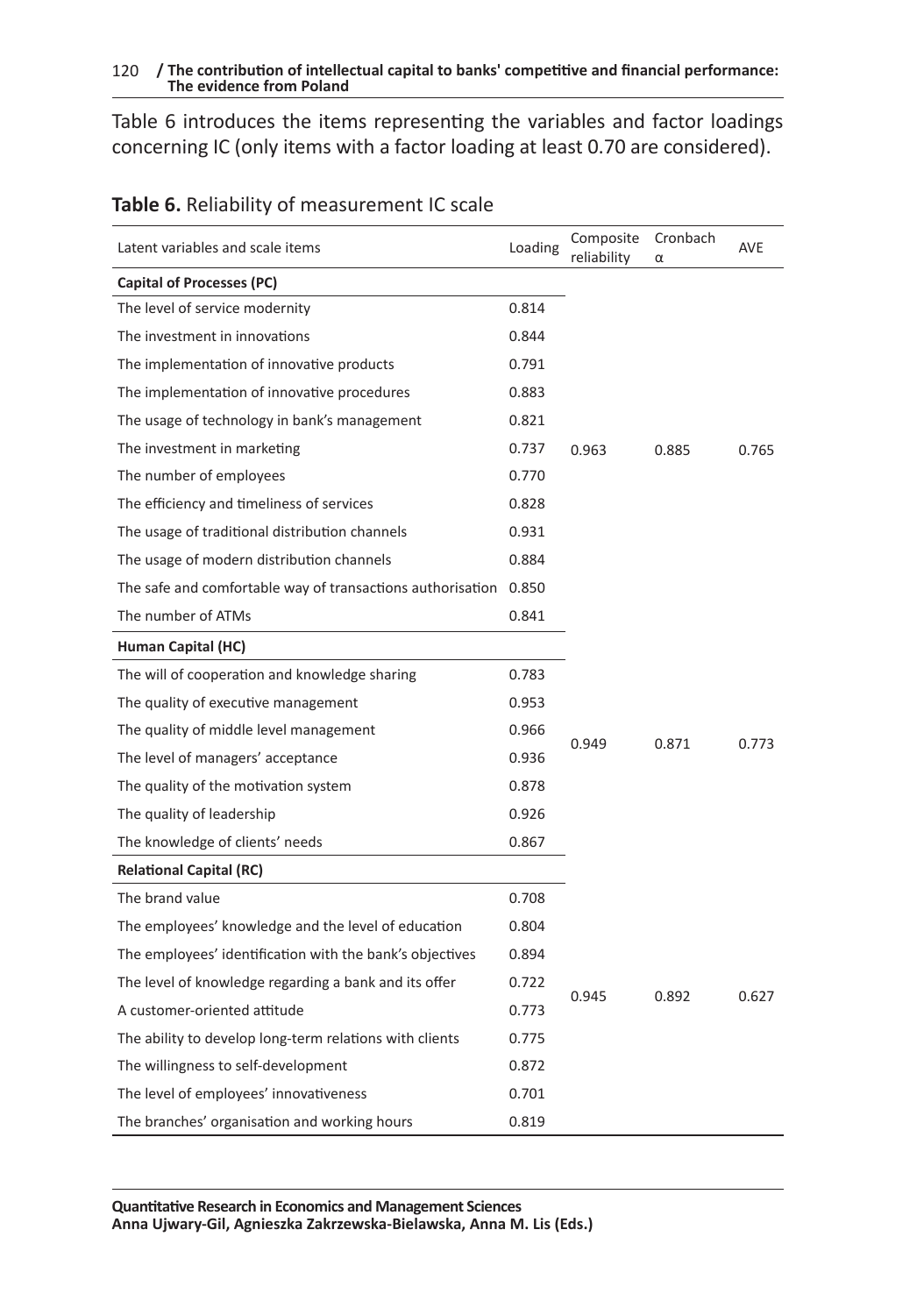Table 6 introduces the items representing the variables and factor loadings concerning IC (only items with a factor loading at least 0.70 are considered).

**Table 6.** Reliability of measurement IC scale

| Latent variables and scale items | Loading | Composite reliability | Cronbach α | AVE |
|---|---|---|---|---|
| **Capital of Processes (PC)** | | | | |
| The level of service modernity | 0.814 | 0.963 | 0.885 | 0.765 |
| The investment in innovations | 0.844 | | | |
| The implementation of innovative products | 0.791 | | | |
| The implementation of innovative procedures | 0.883 | | | |
| The usage of technology in bank's management | 0.821 | | | |
| The investment in marketing | 0.737 | | | |
| The number of employees | 0.770 | | | |
| The efficiency and timeliness of services | 0.828 | | | |
| The usage of traditional distribution channels | 0.931 | | | |
| The usage of modern distribution channels | 0.884 | | | |
| The safe and comfortable way of transactions authorisation | 0.850 | | | |
| The number of ATMs | 0.841 | | | |
| **Human Capital (HC)** | | | | |
| The will of cooperation and knowledge sharing | 0.783 | 0.949 | 0.871 | 0.773 |
| The quality of executive management | 0.953 | | | |
| The quality of middle level management | 0.966 | | | |
| The level of managers' acceptance | 0.936 | | | |
| The quality of the motivation system | 0.878 | | | |
| The quality of leadership | 0.926 | | | |
| The knowledge of clients' needs | 0.867 | | | |
| **Relational Capital (RC)** | | | | |
| The brand value | 0.708 | 0.945 | 0.892 | 0.627 |
| The employees' knowledge and the level of education | 0.804 | | | |
| The employees' identification with the bank's objectives | 0.894 | | | |
| The level of knowledge regarding a bank and its offer | 0.722 | | | |
| A customer-oriented attitude | 0.773 | | | |
| The ability to develop long-term relations with clients | 0.775 | | | |
| The willingness to self-development | 0.872 | | | |
| The level of employees' innovativeness | 0.701 | | | |
| The branches' organisation and working hours | 0.819 | | | |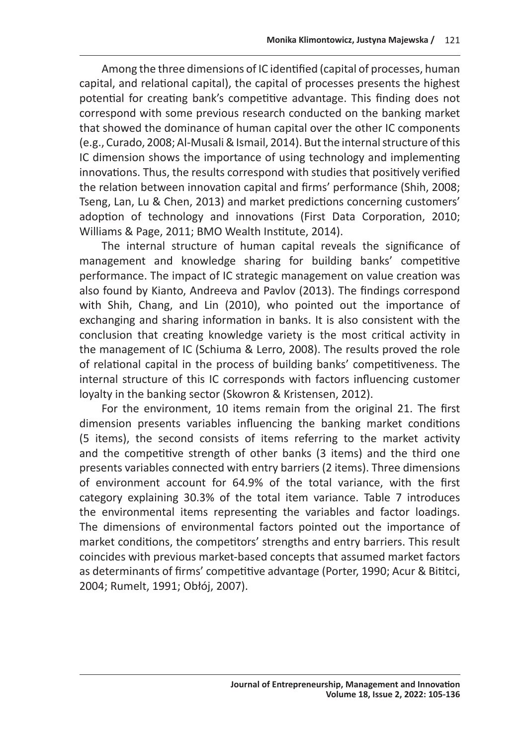Among the three dimensions of IC identified (capital of processes, human capital, and relational capital), the capital of processes presents the highest potential for creating bank's competitive advantage. This finding does not correspond with some previous research conducted on the banking market that showed the dominance of human capital over the other IC components (e.g., Curado, 2008; Al-Musali & Ismail, 2014). But the internal structure of this IC dimension shows the importance of using technology and implementing innovations. Thus, the results correspond with studies that positively verified the relation between innovation capital and firms' performance (Shih, 2008; Tseng, Lan, Lu & Chen, 2013) and market predictions concerning customers' adoption of technology and innovations (First Data Corporation, 2010; Williams & Page, 2011; BMO Wealth Institute, 2014).

The internal structure of human capital reveals the significance of management and knowledge sharing for building banks' competitive performance. The impact of IC strategic management on value creation was also found by Kianto, Andreeva and Pavlov (2013). The findings correspond with Shih, Chang, and Lin (2010), who pointed out the importance of exchanging and sharing information in banks. It is also consistent with the conclusion that creating knowledge variety is the most critical activity in the management of IC (Schiuma & Lerro, 2008). The results proved the role of relational capital in the process of building banks' competitiveness. The internal structure of this IC corresponds with factors influencing customer loyalty in the banking sector (Skowron & Kristensen, 2012).

For the environment, 10 items remain from the original 21. The first dimension presents variables influencing the banking market conditions (5 items), the second consists of items referring to the market activity and the competitive strength of other banks (3 items) and the third one presents variables connected with entry barriers (2 items). Three dimensions of environment account for 64.9% of the total variance, with the first category explaining 30.3% of the total item variance. Table 7 introduces the environmental items representing the variables and factor loadings. The dimensions of environmental factors pointed out the importance of market conditions, the competitors' strengths and entry barriers. This result coincides with previous market-based concepts that assumed market factors as determinants of firms' competitive advantage (Porter, 1990; Acur & Bititci, 2004; Rumelt, 1991; Obłój, 2007).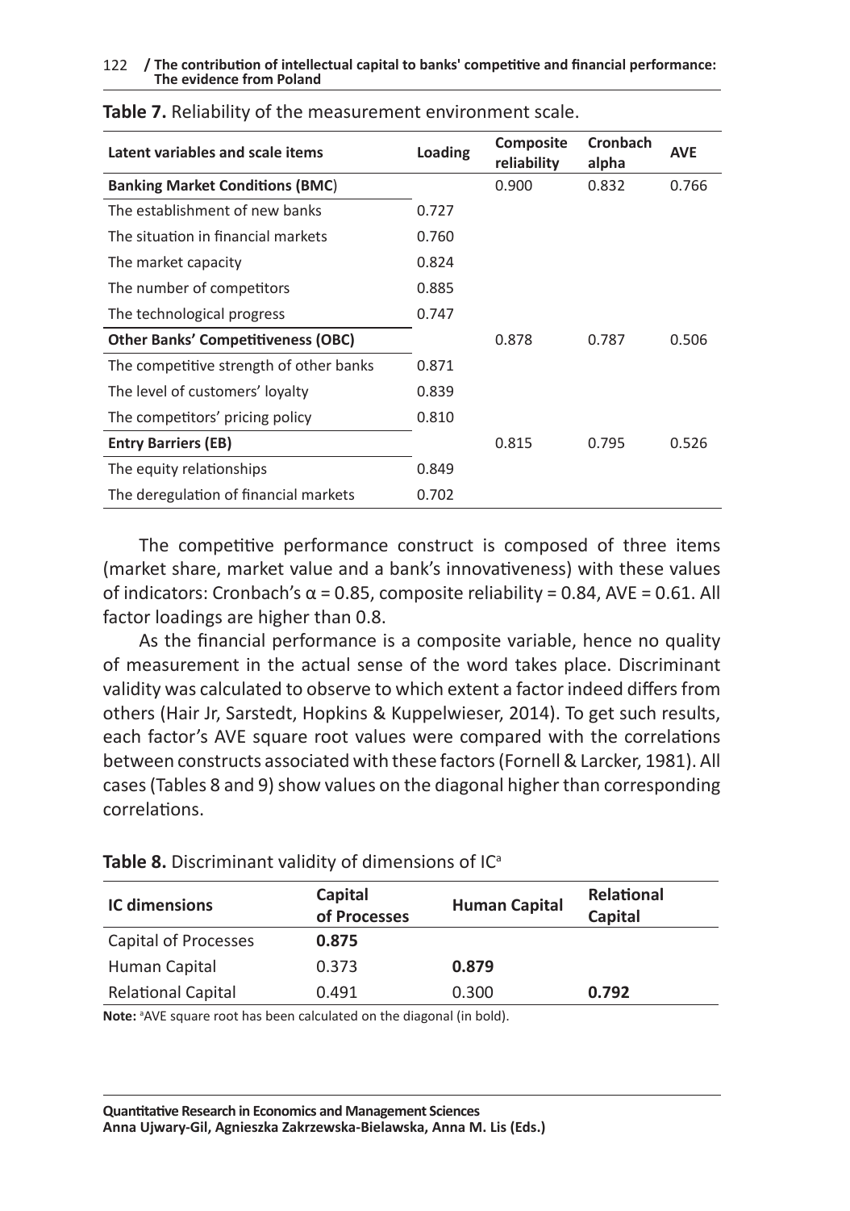**Table 7.** Reliability of the measurement environment scale.

| Latent variables and scale items | Loading | Composite reliability | Cronbach alpha | AVE |
|---|---|---|---|---|
| **Banking Market Conditions (BMC)** | | 0.900 | 0.832 | 0.766 |
| The establishment of new banks | 0.727 | | | |
| The situation in financial markets | 0.760 | | | |
| The market capacity | 0.824 | | | |
| The number of competitors | 0.885 | | | |
| The technological progress | 0.747 | | | |
| **Other Banks' Competitiveness (OBC)** | | 0.878 | 0.787 | 0.506 |
| The competitive strength of other banks | 0.871 | | | |
| The level of customers' loyalty | 0.839 | | | |
| The competitors' pricing policy | 0.810 | | | |
| **Entry Barriers (EB)** | | 0.815 | 0.795 | 0.526 |
| The equity relationships | 0.849 | | | |
| The deregulation of financial markets | 0.702 | | | |

The competitive performance construct is composed of three items (market share, market value and a bank's innovativeness) with these values of indicators: Cronbach's $\alpha = 0.85$, composite reliability = 0.84, AVE = 0.61. All factor loadings are higher than 0.8.

As the financial performance is a composite variable, hence no quality of measurement in the actual sense of the word takes place. Discriminant validity was calculated to observe to which extent a factor indeed differs from others (Hair Jr, Sarstedt, Hopkins & Kuppelwieser, 2014). To get such results, each factor's AVE square root values were compared with the correlations between constructs associated with these factors (Fornell & Larcker, 1981). All cases (Tables 8 and 9) show values on the diagonal higher than corresponding correlations.

**Table 8.** Discriminant validity of dimensions of IC[a]

| IC dimensions | Capital of Processes | Human Capital | Relational Capital |
|---|---|---|---|
| Capital of Processes | **0.875** | | |
| Human Capital | 0.373 | **0.879** | |
| Relational Capital | 0.491 | 0.300 | **0.792** |

**Note:** [a]AVE square root has been calculated on the diagonal (in bold).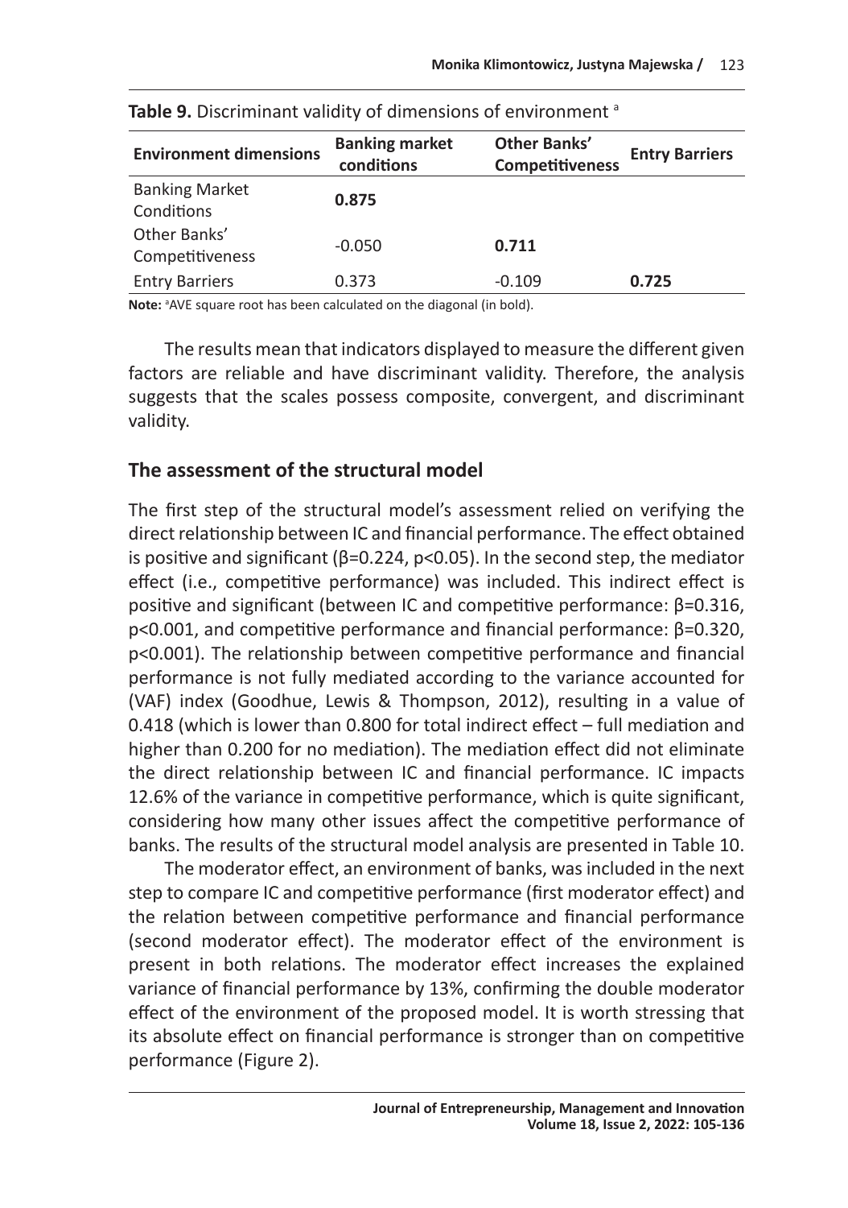**Table 9.** Discriminant validity of dimensions of environment [a]

| Environment dimensions | Banking market conditions | Other Banks' Competitiveness | Entry Barriers |
|---|---|---|---|
| Banking Market Conditions | **0.875** | | |
| Other Banks' Competitiveness | -0.050 | **0.711** | |
| Entry Barriers | 0.373 | -0.109 | **0.725** |

**Note:** [a]AVE square root has been calculated on the diagonal (in bold).

The results mean that indicators displayed to measure the different given factors are reliable and have discriminant validity. Therefore, the analysis suggests that the scales possess composite, convergent, and discriminant validity.

## The assessment of the structural model

The first step of the structural model's assessment relied on verifying the direct relationship between IC and financial performance. The effect obtained is positive and significant ($\beta=0.224$, $p<0.05$). In the second step, the mediator effect (i.e., competitive performance) was included. This indirect effect is positive and significant (between IC and competitive performance: $\beta=0.316$, $p<0.001$, and competitive performance and financial performance: $\beta=0.320$, $p<0.001$). The relationship between competitive performance and financial performance is not fully mediated according to the variance accounted for (VAF) index (Goodhue, Lewis & Thompson, 2012), resulting in a value of 0.418 (which is lower than 0.800 for total indirect effect – full mediation and higher than 0.200 for no mediation). The mediation effect did not eliminate the direct relationship between IC and financial performance. IC impacts 12.6% of the variance in competitive performance, which is quite significant, considering how many other issues affect the competitive performance of banks. The results of the structural model analysis are presented in Table 10.

The moderator effect, an environment of banks, was included in the next step to compare IC and competitive performance (first moderator effect) and the relation between competitive performance and financial performance (second moderator effect). The moderator effect of the environment is present in both relations. The moderator effect increases the explained variance of financial performance by 13%, confirming the double moderator effect of the environment of the proposed model. It is worth stressing that its absolute effect on financial performance is stronger than on competitive performance (Figure 2).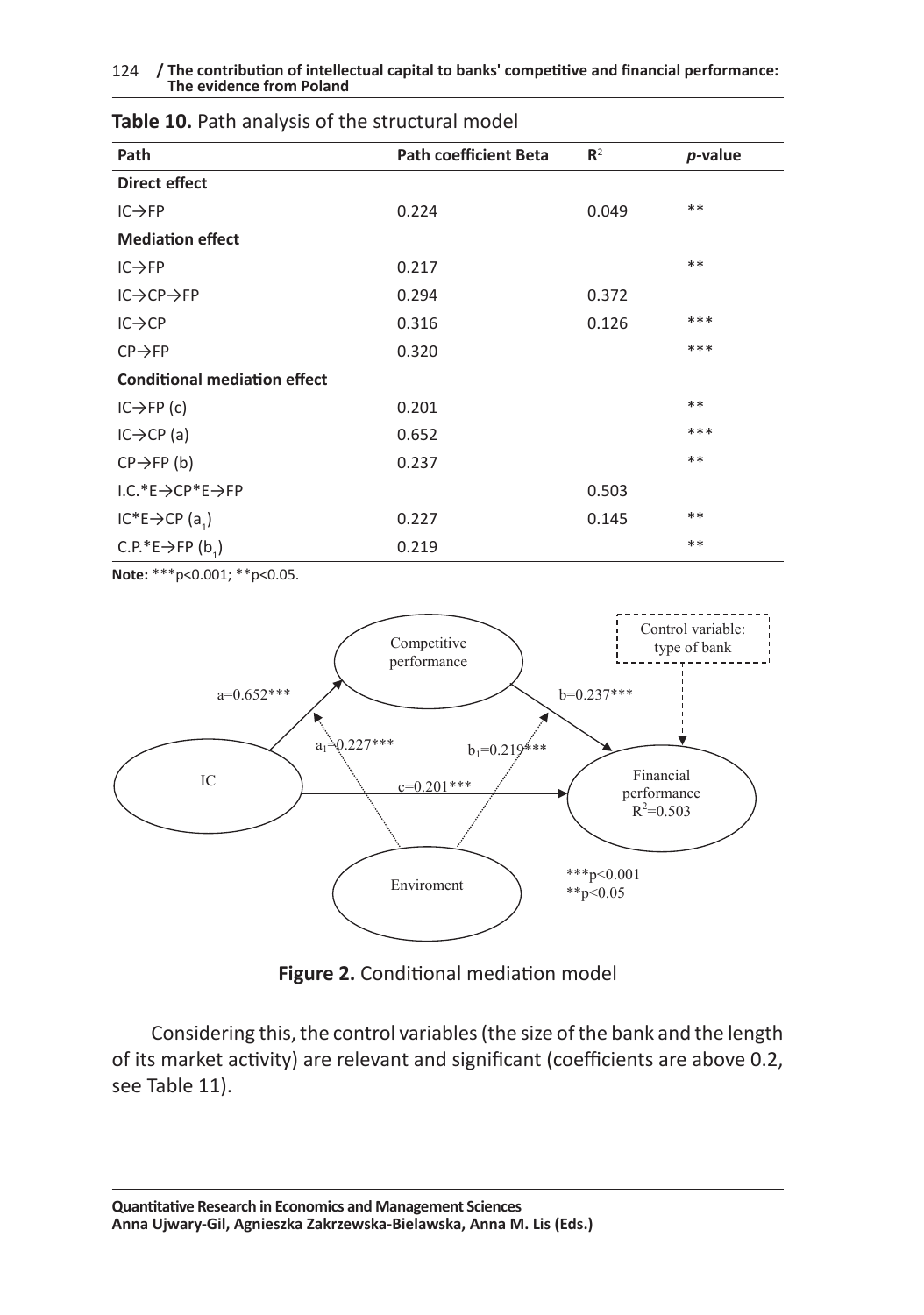**Table 10.** Path analysis of the structural model

| Path | Path coefficient Beta | $R^2$ | *p*-value |
|---|---|---|---|
| **Direct effect** | | | |
| IC→FP | 0.224 | 0.049 | ** |
| **Mediation effect** | | | |
| IC→FP | 0.217 | | ** |
| IC→CP→FP | 0.294 | 0.372 | |
| IC→CP | 0.316 | 0.126 | *** |
| CP→FP | 0.320 | | *** |
| **Conditional mediation effect** | | | |
| IC→FP (c) | 0.201 | | ** |
| IC→CP (a) | 0.652 | | *** |
| CP→FP (b) | 0.237 | | ** |
| I.C.*E→CP*E→FP | | 0.503 | |
| IC*E→CP ($a_1$) | 0.227 | 0.145 | ** |
| C.P.*E→FP ($b_1$) | 0.219 | | ** |

**Note:** ***p<0.001; **p<0.05.

**Figure 2.** Conditional mediation model

Considering this, the control variables (the size of the bank and the length of its market activity) are relevant and significant (coefficients are above 0.2, see Table 11).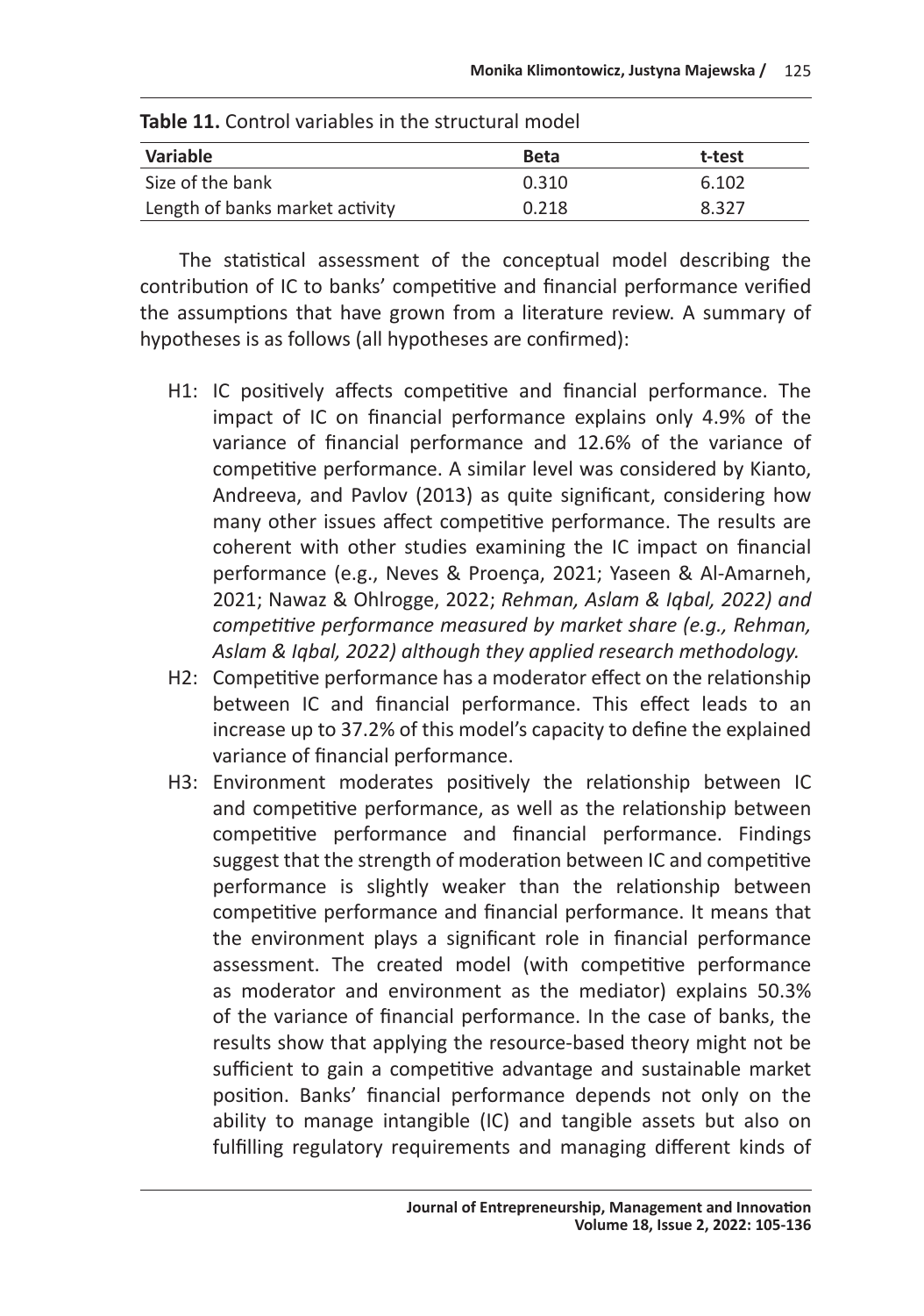**Table 11.** Control variables in the structural model

| Variable | Beta | t-test |
|---|---|---|
| Size of the bank | 0.310 | 6.102 |
| Length of banks market activity | 0.218 | 8.327 |

The statistical assessment of the conceptual model describing the contribution of IC to banks' competitive and financial performance verified the assumptions that have grown from a literature review. A summary of hypotheses is as follows (all hypotheses are confirmed):

- H1: IC positively affects competitive and financial performance. The impact of IC on financial performance explains only 4.9% of the variance of financial performance and 12.6% of the variance of competitive performance. A similar level was considered by Kianto, Andreeva, and Pavlov (2013) as quite significant, considering how many other issues affect competitive performance. The results are coherent with other studies examining the IC impact on financial performance (e.g., Neves & Proença, 2021; Yaseen & Al-Amarneh, 2021; Nawaz & Ohlrogge, 2022; *Rehman, Aslam & Iqbal, 2022) and competitive performance measured by market share (e.g., Rehman, Aslam & Iqbal, 2022) although they applied research methodology.*
- H2: Competitive performance has a moderator effect on the relationship between IC and financial performance. This effect leads to an increase up to 37.2% of this model's capacity to define the explained variance of financial performance.
- H3: Environment moderates positively the relationship between IC and competitive performance, as well as the relationship between competitive performance and financial performance. Findings suggest that the strength of moderation between IC and competitive performance is slightly weaker than the relationship between competitive performance and financial performance. It means that the environment plays a significant role in financial performance assessment. The created model (with competitive performance as moderator and environment as the mediator) explains 50.3% of the variance of financial performance. In the case of banks, the results show that applying the resource-based theory might not be sufficient to gain a competitive advantage and sustainable market position. Banks' financial performance depends not only on the ability to manage intangible (IC) and tangible assets but also on fulfilling regulatory requirements and managing different kinds of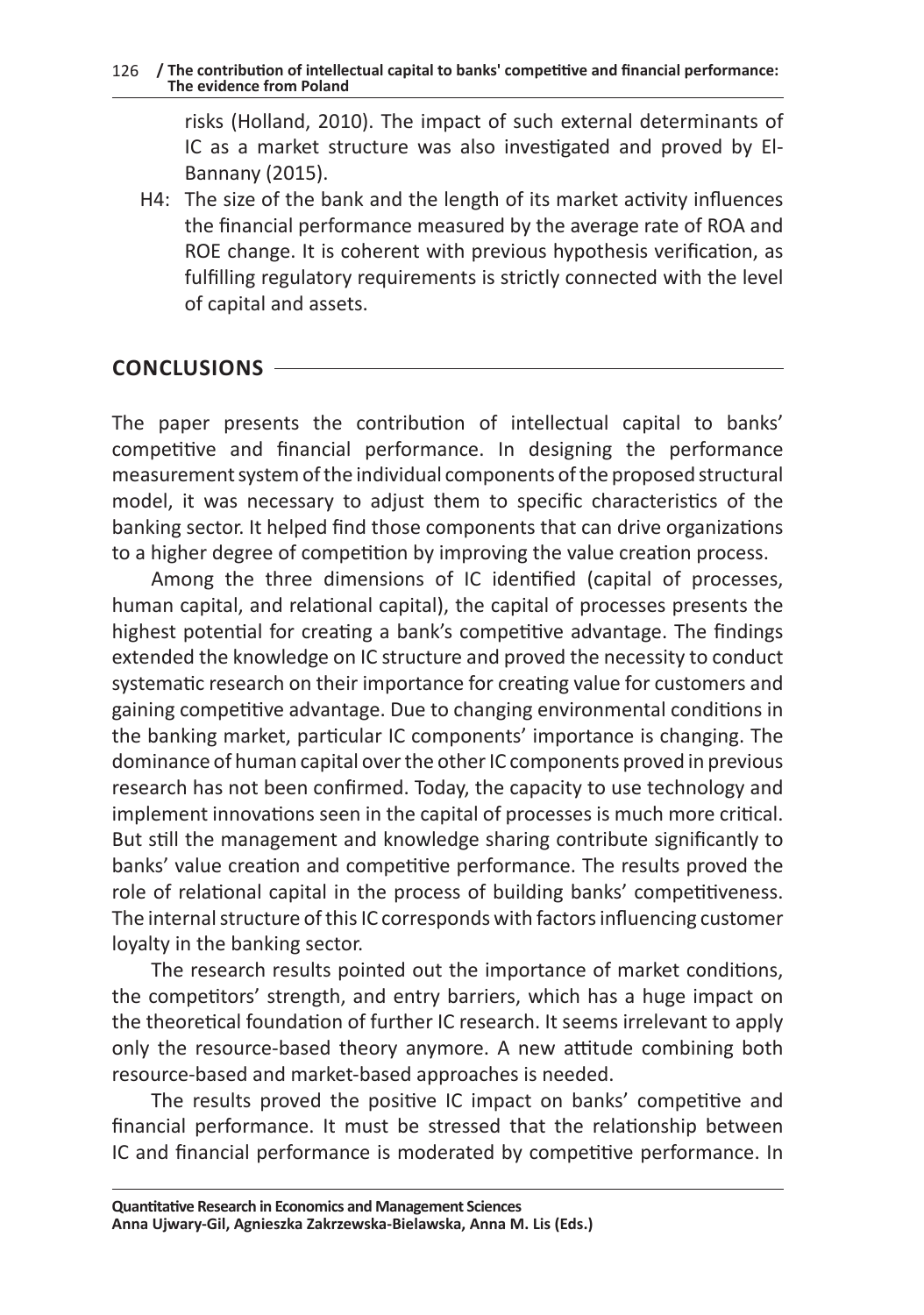risks (Holland, 2010). The impact of such external determinants of IC as a market structure was also investigated and proved by El-Bannany (2015).

H4: The size of the bank and the length of its market activity influences the financial performance measured by the average rate of ROA and ROE change. It is coherent with previous hypothesis verification, as fulfilling regulatory requirements is strictly connected with the level of capital and assets.

## CONCLUSIONS

The paper presents the contribution of intellectual capital to banks' competitive and financial performance. In designing the performance measurement system of the individual components of the proposed structural model, it was necessary to adjust them to specific characteristics of the banking sector. It helped find those components that can drive organizations to a higher degree of competition by improving the value creation process.

Among the three dimensions of IC identified (capital of processes, human capital, and relational capital), the capital of processes presents the highest potential for creating a bank's competitive advantage. The findings extended the knowledge on IC structure and proved the necessity to conduct systematic research on their importance for creating value for customers and gaining competitive advantage. Due to changing environmental conditions in the banking market, particular IC components' importance is changing. The dominance of human capital over the other IC components proved in previous research has not been confirmed. Today, the capacity to use technology and implement innovations seen in the capital of processes is much more critical. But still the management and knowledge sharing contribute significantly to banks' value creation and competitive performance. The results proved the role of relational capital in the process of building banks' competitiveness. The internal structure of this IC corresponds with factors influencing customer loyalty in the banking sector.

The research results pointed out the importance of market conditions, the competitors' strength, and entry barriers, which has a huge impact on the theoretical foundation of further IC research. It seems irrelevant to apply only the resource-based theory anymore. A new attitude combining both resource-based and market-based approaches is needed.

The results proved the positive IC impact on banks' competitive and financial performance. It must be stressed that the relationship between IC and financial performance is moderated by competitive performance. In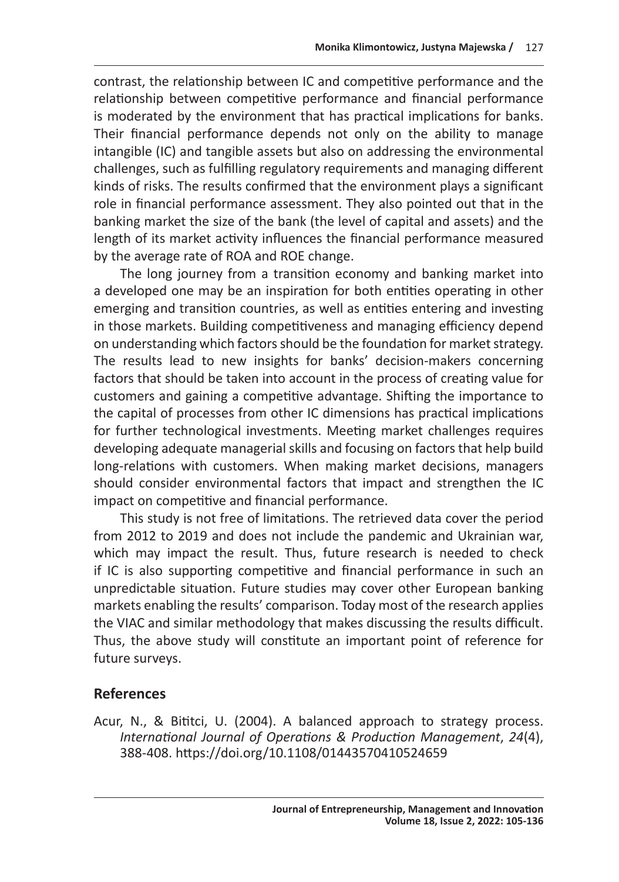contrast, the relationship between IC and competitive performance and the relationship between competitive performance and financial performance is moderated by the environment that has practical implications for banks. Their financial performance depends not only on the ability to manage intangible (IC) and tangible assets but also on addressing the environmental challenges, such as fulfilling regulatory requirements and managing different kinds of risks. The results confirmed that the environment plays a significant role in financial performance assessment. They also pointed out that in the banking market the size of the bank (the level of capital and assets) and the length of its market activity influences the financial performance measured by the average rate of ROA and ROE change.

The long journey from a transition economy and banking market into a developed one may be an inspiration for both entities operating in other emerging and transition countries, as well as entities entering and investing in those markets. Building competitiveness and managing efficiency depend on understanding which factors should be the foundation for market strategy. The results lead to new insights for banks' decision-makers concerning factors that should be taken into account in the process of creating value for customers and gaining a competitive advantage. Shifting the importance to the capital of processes from other IC dimensions has practical implications for further technological investments. Meeting market challenges requires developing adequate managerial skills and focusing on factors that help build long-relations with customers. When making market decisions, managers should consider environmental factors that impact and strengthen the IC impact on competitive and financial performance.

This study is not free of limitations. The retrieved data cover the period from 2012 to 2019 and does not include the pandemic and Ukrainian war, which may impact the result. Thus, future research is needed to check if IC is also supporting competitive and financial performance in such an unpredictable situation. Future studies may cover other European banking markets enabling the results' comparison. Today most of the research applies the VIAC and similar methodology that makes discussing the results difficult. Thus, the above study will constitute an important point of reference for future surveys.

## References

Acur, N., & Bititci, U. (2004). A balanced approach to strategy process. *International Journal of Operations & Production Management*, *24*(4), 388-408. https://doi.org/10.1108/01443570410524659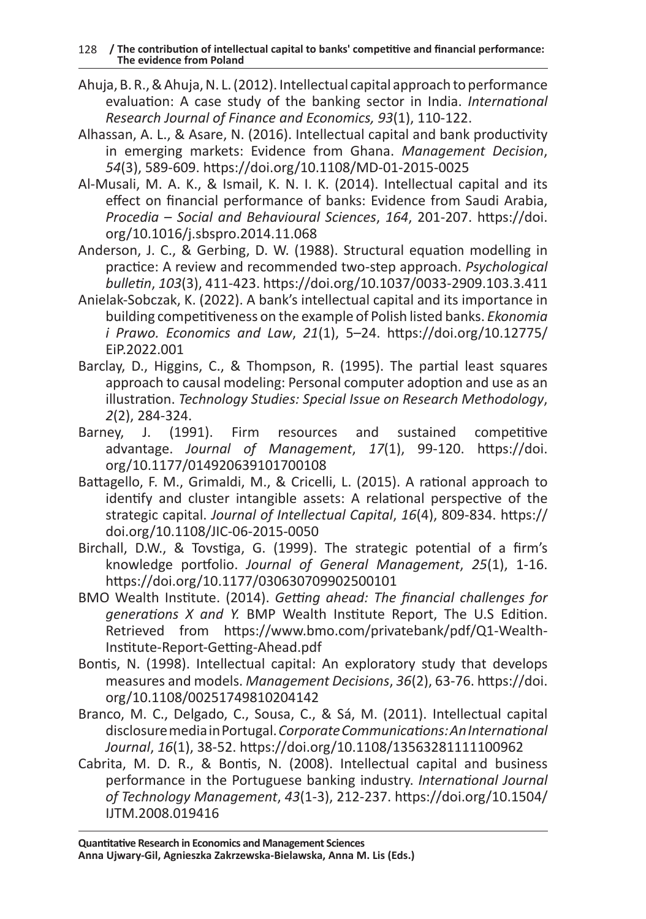Ahuja, B. R., & Ahuja, N. L. (2012). Intellectual capital approach to performance evaluation: A case study of the banking sector in India. *International Research Journal of Finance and Economics, 93*(1), 110-122.

Alhassan, A. L., & Asare, N. (2016). Intellectual capital and bank productivity in emerging markets: Evidence from Ghana. *Management Decision*, *54*(3), 589-609. https://doi.org/10.1108/MD-01-2015-0025

Al-Musali, M. A. K., & Ismail, K. N. I. K. (2014). Intellectual capital and its effect on financial performance of banks: Evidence from Saudi Arabia, *Procedia – Social and Behavioural Sciences*, *164*, 201-207. https://doi.org/10.1016/j.sbspro.2014.11.068

Anderson, J. C., & Gerbing, D. W. (1988). Structural equation modelling in practice: A review and recommended two-step approach. *Psychological bulletin*, *103*(3), 411-423. https://doi.org/10.1037/0033-2909.103.3.411

Anielak-Sobczak, K. (2022). A bank's intellectual capital and its importance in building competitiveness on the example of Polish listed banks. *Ekonomia i Prawo. Economics and Law*, *21*(1), 5–24. https://doi.org/10.12775/EiP.2022.001

Barclay, D., Higgins, C., & Thompson, R. (1995). The partial least squares approach to causal modeling: Personal computer adoption and use as an illustration. *Technology Studies: Special Issue on Research Methodology*, *2*(2), 284-324.

Barney, J. (1991). Firm resources and sustained competitive advantage. *Journal of Management*, *17*(1), 99-120. https://doi.org/10.1177/014920639101700108

Battagello, F. M., Grimaldi, M., & Cricelli, L. (2015). A rational approach to identify and cluster intangible assets: A relational perspective of the strategic capital. *Journal of Intellectual Capital*, *16*(4), 809-834. https://doi.org/10.1108/JIC-06-2015-0050

Birchall, D.W., & Tovstiga, G. (1999). The strategic potential of a firm's knowledge portfolio. *Journal of General Management*, *25*(1), 1-16. https://doi.org/10.1177/030630709902500101

BMO Wealth Institute. (2014). *Getting ahead: The financial challenges for generations X and Y.* BMP Wealth Institute Report, The U.S Edition. Retrieved from https://www.bmo.com/privatebank/pdf/Q1-Wealth-Institute-Report-Getting-Ahead.pdf

Bontis, N. (1998). Intellectual capital: An exploratory study that develops measures and models. *Management Decisions*, *36*(2), 63-76. https://doi.org/10.1108/00251749810204142

Branco, M. C., Delgado, C., Sousa, C., & Sá, M. (2011). Intellectual capital disclosure media in Portugal. *Corporate Communications: An International Journal*, *16*(1), 38-52. https://doi.org/10.1108/13563281111100962

Cabrita, M. D. R., & Bontis, N. (2008). Intellectual capital and business performance in the Portuguese banking industry. *International Journal of Technology Management*, *43*(1-3), 212-237. https://doi.org/10.1504/IJTM.2008.019416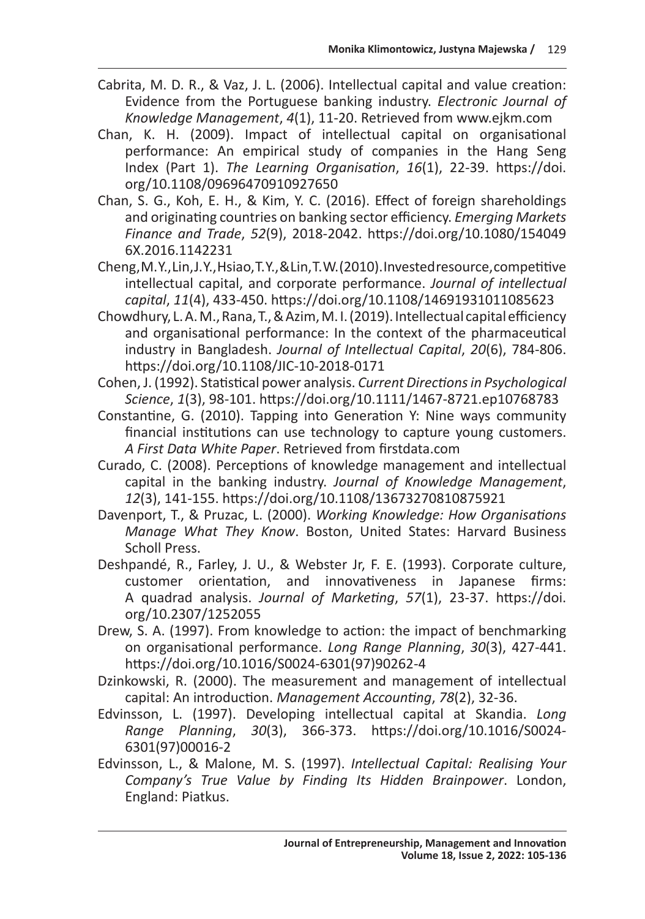Cabrita, M. D. R., & Vaz, J. L. (2006). Intellectual capital and value creation: Evidence from the Portuguese banking industry. *Electronic Journal of Knowledge Management*, *4*(1), 11-20. Retrieved from www.ejkm.com

Chan, K. H. (2009). Impact of intellectual capital on organisational performance: An empirical study of companies in the Hang Seng Index (Part 1). *The Learning Organisation*, *16*(1), 22-39. https://doi.org/10.1108/09696470910927650

Chan, S. G., Koh, E. H., & Kim, Y. C. (2016). Effect of foreign shareholdings and originating countries on banking sector efficiency. *Emerging Markets Finance and Trade*, *52*(9), 2018-2042. https://doi.org/10.1080/1540496X.2016.1142231

Cheng, M. Y., Lin, J. Y., Hsiao, T. Y., & Lin, T. W. (2010). Invested resource, competitive intellectual capital, and corporate performance. *Journal of intellectual capital*, *11*(4), 433-450. https://doi.org/10.1108/14691931011085623

Chowdhury, L. A. M., Rana, T., & Azim, M. I. (2019). Intellectual capital efficiency and organisational performance: In the context of the pharmaceutical industry in Bangladesh. *Journal of Intellectual Capital*, *20*(6), 784-806. https://doi.org/10.1108/JIC-10-2018-0171

Cohen, J. (1992). Statistical power analysis. *Current Directions in Psychological Science*, *1*(3), 98-101. https://doi.org/10.1111/1467-8721.ep10768783

Constantine, G. (2010). Tapping into Generation Y: Nine ways community financial institutions can use technology to capture young customers. *A First Data White Paper*. Retrieved from firstdata.com

Curado, C. (2008). Perceptions of knowledge management and intellectual capital in the banking industry. *Journal of Knowledge Management*, *12*(3), 141-155. https://doi.org/10.1108/13673270810875921

Davenport, T., & Pruzac, L. (2000). *Working Knowledge: How Organisations Manage What They Know*. Boston, United States: Harvard Business Scholl Press.

Deshpandé, R., Farley, J. U., & Webster Jr, F. E. (1993). Corporate culture, customer orientation, and innovativeness in Japanese firms: A quadrad analysis. *Journal of Marketing*, *57*(1), 23-37. https://doi.org/10.2307/1252055

Drew, S. A. (1997). From knowledge to action: the impact of benchmarking on organisational performance. *Long Range Planning*, *30*(3), 427-441. https://doi.org/10.1016/S0024-6301(97)90262-4

Dzinkowski, R. (2000). The measurement and management of intellectual capital: An introduction. *Management Accounting*, *78*(2), 32-36.

Edvinsson, L. (1997). Developing intellectual capital at Skandia. *Long Range Planning*, *30*(3), 366-373. https://doi.org/10.1016/S0024-6301(97)00016-2

Edvinsson, L., & Malone, M. S. (1997). *Intellectual Capital: Realising Your Company's True Value by Finding Its Hidden Brainpower*. London, England: Piatkus.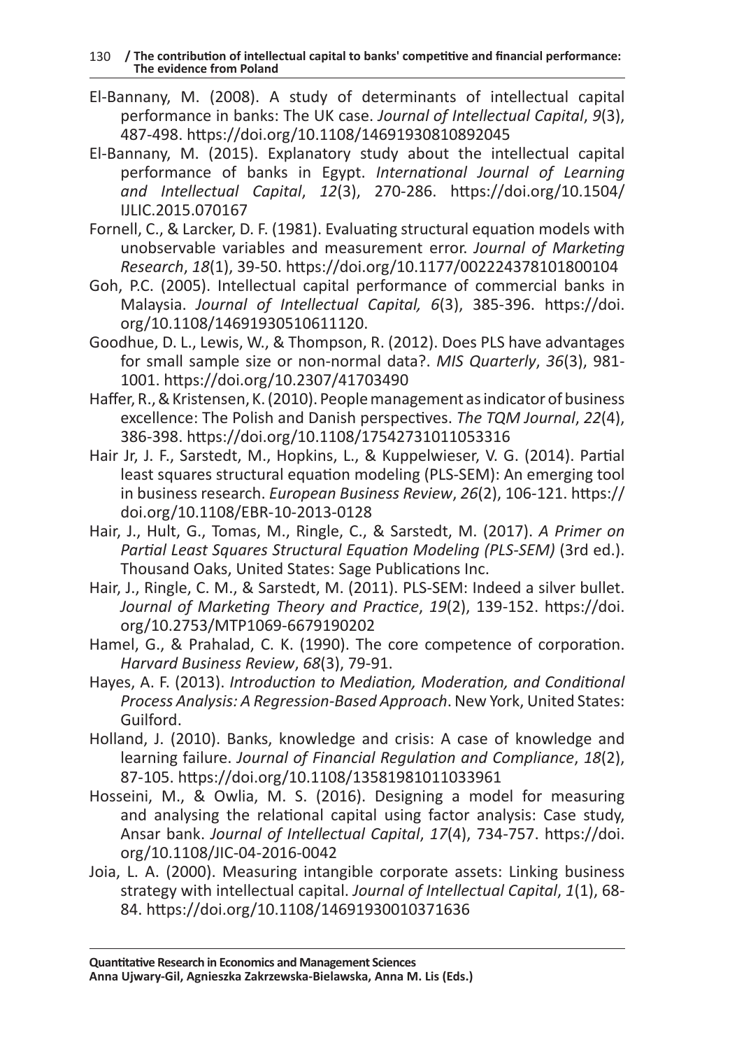El-Bannany, M. (2008). A study of determinants of intellectual capital performance in banks: The UK case. *Journal of Intellectual Capital*, *9*(3), 487-498. https://doi.org/10.1108/14691930810892045

El-Bannany, M. (2015). Explanatory study about the intellectual capital performance of banks in Egypt. *International Journal of Learning and Intellectual Capital*, *12*(3), 270-286. https://doi.org/10.1504/IJLIC.2015.070167

Fornell, C., & Larcker, D. F. (1981). Evaluating structural equation models with unobservable variables and measurement error. *Journal of Marketing Research*, *18*(1), 39-50. https://doi.org/10.1177/002224378101800104

Goh, P.C. (2005). Intellectual capital performance of commercial banks in Malaysia. *Journal of Intellectual Capital, 6*(3), 385-396. https://doi.org/10.1108/14691930510611120.

Goodhue, D. L., Lewis, W., & Thompson, R. (2012). Does PLS have advantages for small sample size or non-normal data?. *MIS Quarterly*, *36*(3), 981-1001. https://doi.org/10.2307/41703490

Haffer, R., & Kristensen, K. (2010). People management as indicator of business excellence: The Polish and Danish perspectives. *The TQM Journal*, *22*(4), 386-398. https://doi.org/10.1108/17542731011053316

Hair Jr, J. F., Sarstedt, M., Hopkins, L., & Kuppelwieser, V. G. (2014). Partial least squares structural equation modeling (PLS-SEM): An emerging tool in business research. *European Business Review*, *26*(2), 106-121. https://doi.org/10.1108/EBR-10-2013-0128

Hair, J., Hult, G., Tomas, M., Ringle, C., & Sarstedt, M. (2017). *A Primer on Partial Least Squares Structural Equation Modeling (PLS-SEM)* (3rd ed.). Thousand Oaks, United States: Sage Publications Inc.

Hair, J., Ringle, C. M., & Sarstedt, M. (2011). PLS-SEM: Indeed a silver bullet. *Journal of Marketing Theory and Practice*, *19*(2), 139-152. https://doi.org/10.2753/MTP1069-6679190202

Hamel, G., & Prahalad, C. K. (1990). The core competence of corporation. *Harvard Business Review*, *68*(3), 79-91.

Hayes, A. F. (2013). *Introduction to Mediation, Moderation, and Conditional Process Analysis: A Regression-Based Approach*. New York, United States: Guilford.

Holland, J. (2010). Banks, knowledge and crisis: A case of knowledge and learning failure. *Journal of Financial Regulation and Compliance*, *18*(2), 87-105. https://doi.org/10.1108/13581981011033961

Hosseini, M., & Owlia, M. S. (2016). Designing a model for measuring and analysing the relational capital using factor analysis: Case study, Ansar bank. *Journal of Intellectual Capital*, *17*(4), 734-757. https://doi.org/10.1108/JIC-04-2016-0042

Joia, L. A. (2000). Measuring intangible corporate assets: Linking business strategy with intellectual capital. *Journal of Intellectual Capital*, *1*(1), 68-84. https://doi.org/10.1108/14691930010371636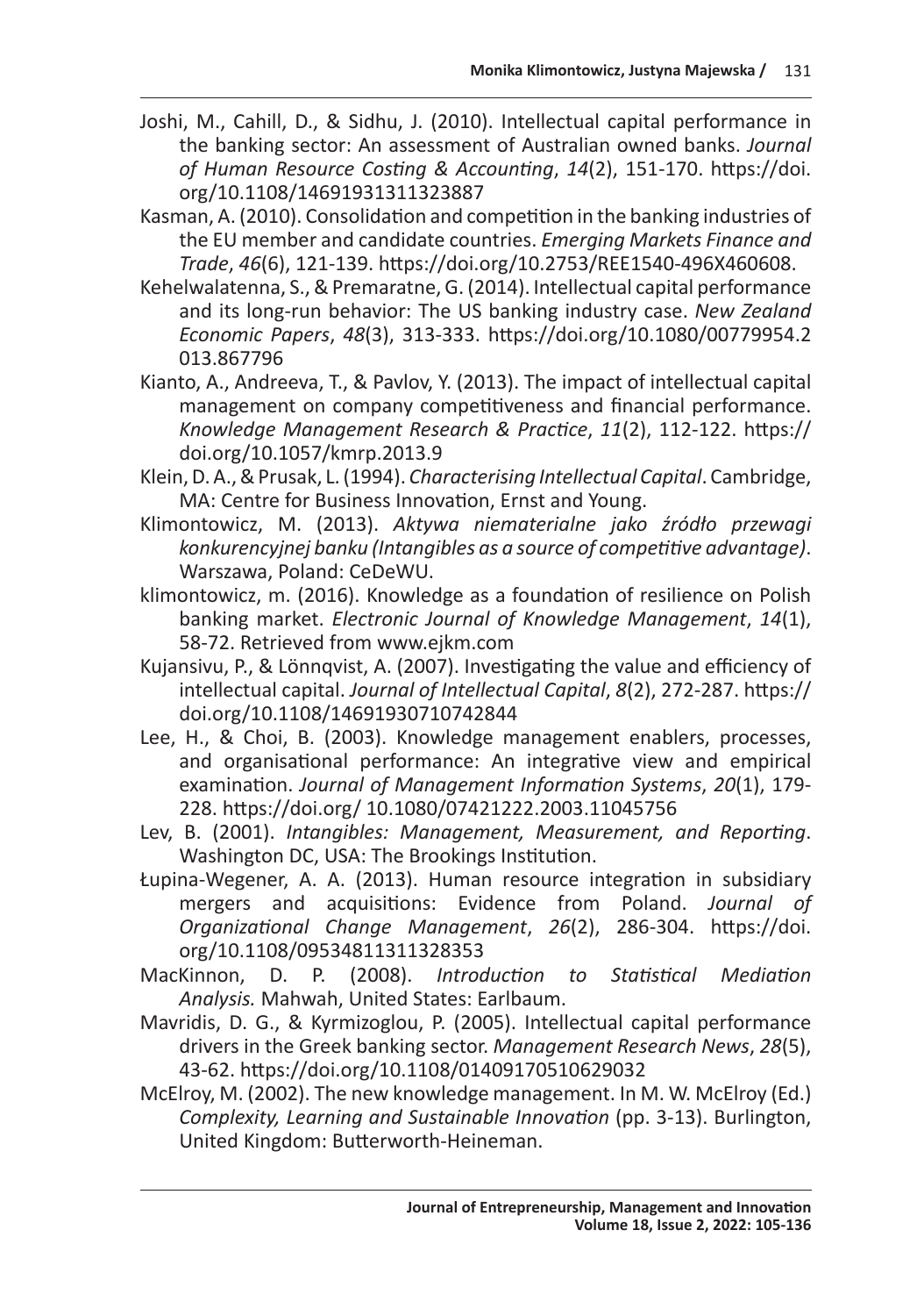Joshi, M., Cahill, D., & Sidhu, J. (2010). Intellectual capital performance in the banking sector: An assessment of Australian owned banks. *Journal of Human Resource Costing & Accounting*, *14*(2), 151-170. https://doi.org/10.1108/14691931311323887

Kasman, A. (2010). Consolidation and competition in the banking industries of the EU member and candidate countries. *Emerging Markets Finance and Trade*, *46*(6), 121-139. https://doi.org/10.2753/REE1540-496X460608.

Kehelwalatenna, S., & Premaratne, G. (2014). Intellectual capital performance and its long-run behavior: The US banking industry case. *New Zealand Economic Papers*, *48*(3), 313-333. https://doi.org/10.1080/00779954.2013.867796

Kianto, A., Andreeva, T., & Pavlov, Y. (2013). The impact of intellectual capital management on company competitiveness and financial performance. *Knowledge Management Research & Practice*, *11*(2), 112-122. https://doi.org/10.1057/kmrp.2013.9

Klein, D. A., & Prusak, L. (1994). *Characterising Intellectual Capital*. Cambridge, MA: Centre for Business Innovation, Ernst and Young.

Klimontowicz, M. (2013). *Aktywa niematerialne jako źródło przewagi konkurencyjnej banku (Intangibles as a source of competitive advantage)*. Warszawa, Poland: CeDeWU.

klimontowicz, m. (2016). Knowledge as a foundation of resilience on Polish banking market. *Electronic Journal of Knowledge Management*, *14*(1), 58-72. Retrieved from www.ejkm.com

Kujansivu, P., & Lönnqvist, A. (2007). Investigating the value and efficiency of intellectual capital. *Journal of Intellectual Capital*, *8*(2), 272-287. https://doi.org/10.1108/14691930710742844

Lee, H., & Choi, B. (2003). Knowledge management enablers, processes, and organisational performance: An integrative view and empirical examination. *Journal of Management Information Systems*, *20*(1), 179-228. https://doi.org/ 10.1080/07421222.2003.11045756

Lev, B. (2001). *Intangibles: Management, Measurement, and Reporting*. Washington DC, USA: The Brookings Institution.

Łupina-Wegener, A. A. (2013). Human resource integration in subsidiary mergers and acquisitions: Evidence from Poland. *Journal of Organizational Change Management*, *26*(2), 286-304. https://doi.org/10.1108/09534811311328353

MacKinnon, D. P. (2008). *Introduction to Statistical Mediation Analysis.* Mahwah, United States: Earlbaum.

Mavridis, D. G., & Kyrmizoglou, P. (2005). Intellectual capital performance drivers in the Greek banking sector. *Management Research News*, *28*(5), 43-62. https://doi.org/10.1108/01409170510629032

McElroy, M. (2002). The new knowledge management. In M. W. McElroy (Ed.) *Complexity, Learning and Sustainable Innovation* (pp. 3-13). Burlington, United Kingdom: Butterworth-Heineman.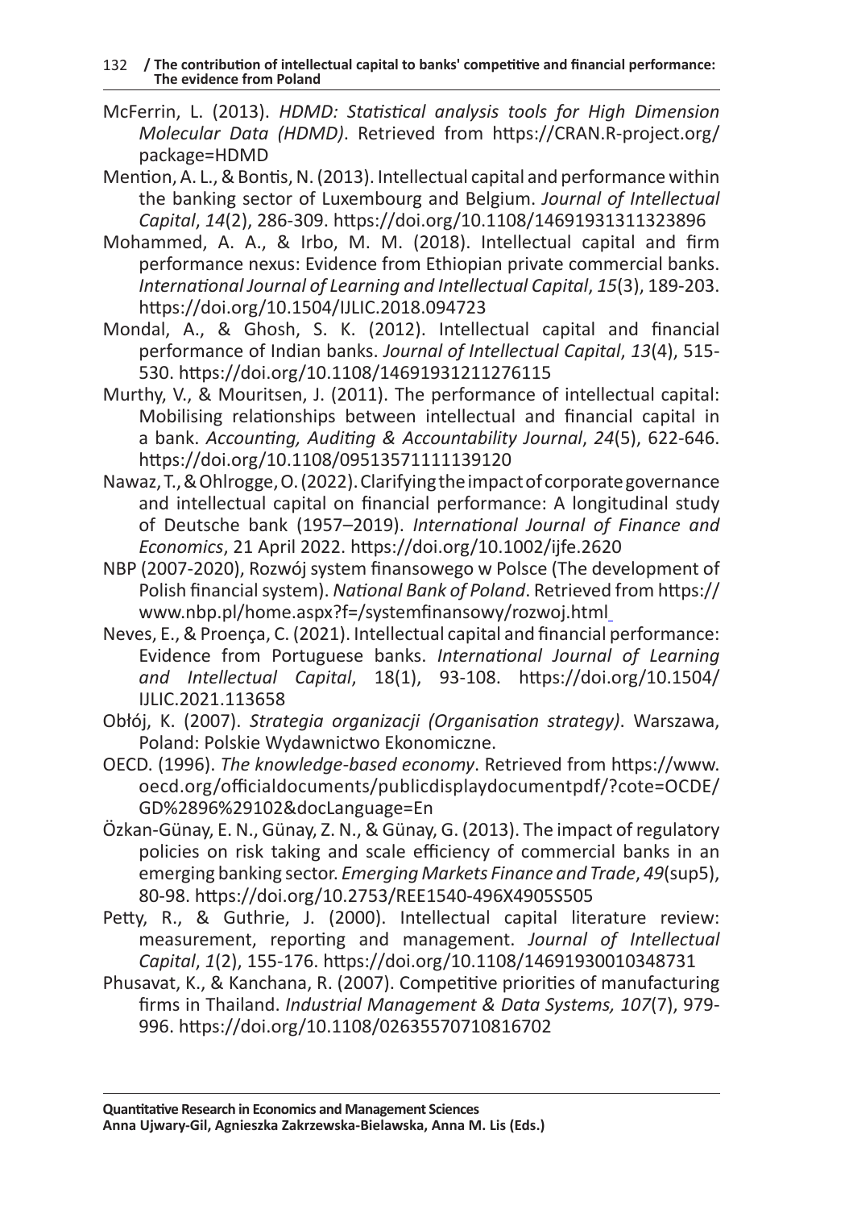McFerrin, L. (2013). *HDMD: Statistical analysis tools for High Dimension Molecular Data (HDMD)*. Retrieved from https://CRAN.R-project.org/package=HDMD

Mention, A. L., & Bontis, N. (2013). Intellectual capital and performance within the banking sector of Luxembourg and Belgium. *Journal of Intellectual Capital*, *14*(2), 286-309. https://doi.org/10.1108/14691931311323896

Mohammed, A. A., & Irbo, M. M. (2018). Intellectual capital and firm performance nexus: Evidence from Ethiopian private commercial banks. *International Journal of Learning and Intellectual Capital*, *15*(3), 189-203. https://doi.org/10.1504/IJLIC.2018.094723

Mondal, A., & Ghosh, S. K. (2012). Intellectual capital and financial performance of Indian banks. *Journal of Intellectual Capital*, *13*(4), 515-530. https://doi.org/10.1108/14691931211276115

Murthy, V., & Mouritsen, J. (2011). The performance of intellectual capital: Mobilising relationships between intellectual and financial capital in a bank. *Accounting, Auditing & Accountability Journal*, *24*(5), 622-646. https://doi.org/10.1108/09513571111139120

Nawaz, T., & Ohlrogge, O. (2022). Clarifying the impact of corporate governance and intellectual capital on financial performance: A longitudinal study of Deutsche bank (1957–2019). *International Journal of Finance and Economics*, 21 April 2022. https://doi.org/10.1002/ijfe.2620

NBP (2007-2020), Rozwój system finansowego w Polsce (The development of Polish financial system). *National Bank of Poland*. Retrieved from https://www.nbp.pl/home.aspx?f=/systemfinansowy/rozwoj.html

Neves, E., & Proença, C. (2021). Intellectual capital and financial performance: Evidence from Portuguese banks. *International Journal of Learning and Intellectual Capital*, 18(1), 93-108. https://doi.org/10.1504/IJLIC.2021.113658

Obłój, K. (2007). *Strategia organizacji (Organisation strategy)*. Warszawa, Poland: Polskie Wydawnictwo Ekonomiczne.

OECD. (1996). *The knowledge-based economy*. Retrieved from https://www.oecd.org/officialdocuments/publicdisplaydocumentpdf/?cote=OCDE/GD%2896%29102&docLanguage=En

Özkan-Günay, E. N., Günay, Z. N., & Günay, G. (2013). The impact of regulatory policies on risk taking and scale efficiency of commercial banks in an emerging banking sector. *Emerging Markets Finance and Trade*, *49*(sup5), 80-98. https://doi.org/10.2753/REE1540-496X4905S505

Petty, R., & Guthrie, J. (2000). Intellectual capital literature review: measurement, reporting and management. *Journal of Intellectual Capital*, *1*(2), 155-176. https://doi.org/10.1108/14691930010348731

Phusavat, K., & Kanchana, R. (2007). Competitive priorities of manufacturing firms in Thailand. *Industrial Management & Data Systems, 107*(7), 979-996. https://doi.org/10.1108/02635570710816702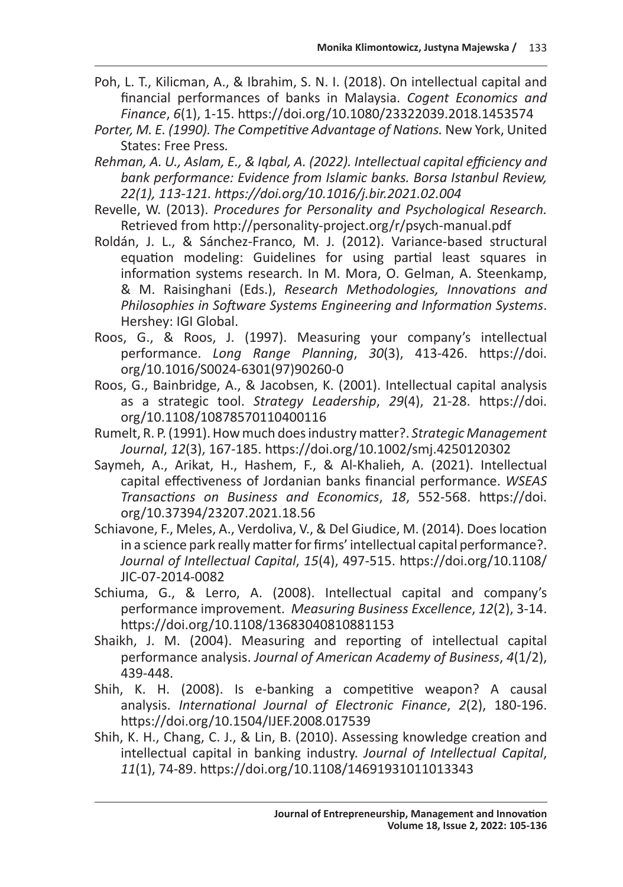Poh, L. T., Kilicman, A., & Ibrahim, S. N. I. (2018). On intellectual capital and financial performances of banks in Malaysia. *Cogent Economics and Finance*, *6*(1), 1-15. https://doi.org/10.1080/23322039.2018.1453574

*Porter, M. E. (1990). The Competitive Advantage of Nations.* New York, United States: Free Press*.*

*Rehman, A. U., Aslam, E., & Iqbal, A. (2022). Intellectual capital efficiency and bank performance: Evidence from Islamic banks. Borsa Istanbul Review, 22(1), 113-121. https://doi.org/10.1016/j.bir.2021.02.004*

Revelle, W. (2013). *Procedures for Personality and Psychological Research.* Retrieved from http://personality-project.org/r/psych-manual.pdf

Roldán, J. L., & Sánchez-Franco, M. J. (2012). Variance-based structural equation modeling: Guidelines for using partial least squares in information systems research. In M. Mora, O. Gelman, A. Steenkamp, & M. Raisinghani (Eds.), *Research Methodologies, Innovations and Philosophies in Software Systems Engineering and Information Systems*. Hershey: IGI Global.

Roos, G., & Roos, J. (1997). Measuring your company's intellectual performance. *Long Range Planning*, *30*(3), 413-426. https://doi.org/10.1016/S0024-6301(97)90260-0

Roos, G., Bainbridge, A., & Jacobsen, K. (2001). Intellectual capital analysis as a strategic tool. *Strategy Leadership*, *29*(4), 21-28. https://doi.org/10.1108/10878570110400116

Rumelt, R. P. (1991). How much does industry matter?. *Strategic Management Journal*, *12*(3), 167-185. https://doi.org/10.1002/smj.4250120302

Saymeh, A., Arikat, H., Hashem, F., & Al-Khalieh, A. (2021). Intellectual capital effectiveness of Jordanian banks financial performance. *WSEAS Transactions on Business and Economics*, *18*, 552-568. https://doi.org/10.37394/23207.2021.18.56

Schiavone, F., Meles, A., Verdoliva, V., & Del Giudice, M. (2014). Does location in a science park really matter for firms' intellectual capital performance?. *Journal of Intellectual Capital*, *15*(4), 497-515. https://doi.org/10.1108/JIC-07-2014-0082

Schiuma, G., & Lerro, A. (2008). Intellectual capital and company's performance improvement. *Measuring Business Excellence*, *12*(2), 3-14. https://doi.org/10.1108/13683040810881153

Shaikh, J. M. (2004). Measuring and reporting of intellectual capital performance analysis. *Journal of American Academy of Business*, *4*(1/2), 439-448.

Shih, K. H. (2008). Is e-banking a competitive weapon? A causal analysis. *International Journal of Electronic Finance*, *2*(2), 180-196. https://doi.org/10.1504/IJEF.2008.017539

Shih, K. H., Chang, C. J., & Lin, B. (2010). Assessing knowledge creation and intellectual capital in banking industry. *Journal of Intellectual Capital*, *11*(1), 74-89. https://doi.org/10.1108/14691931011013343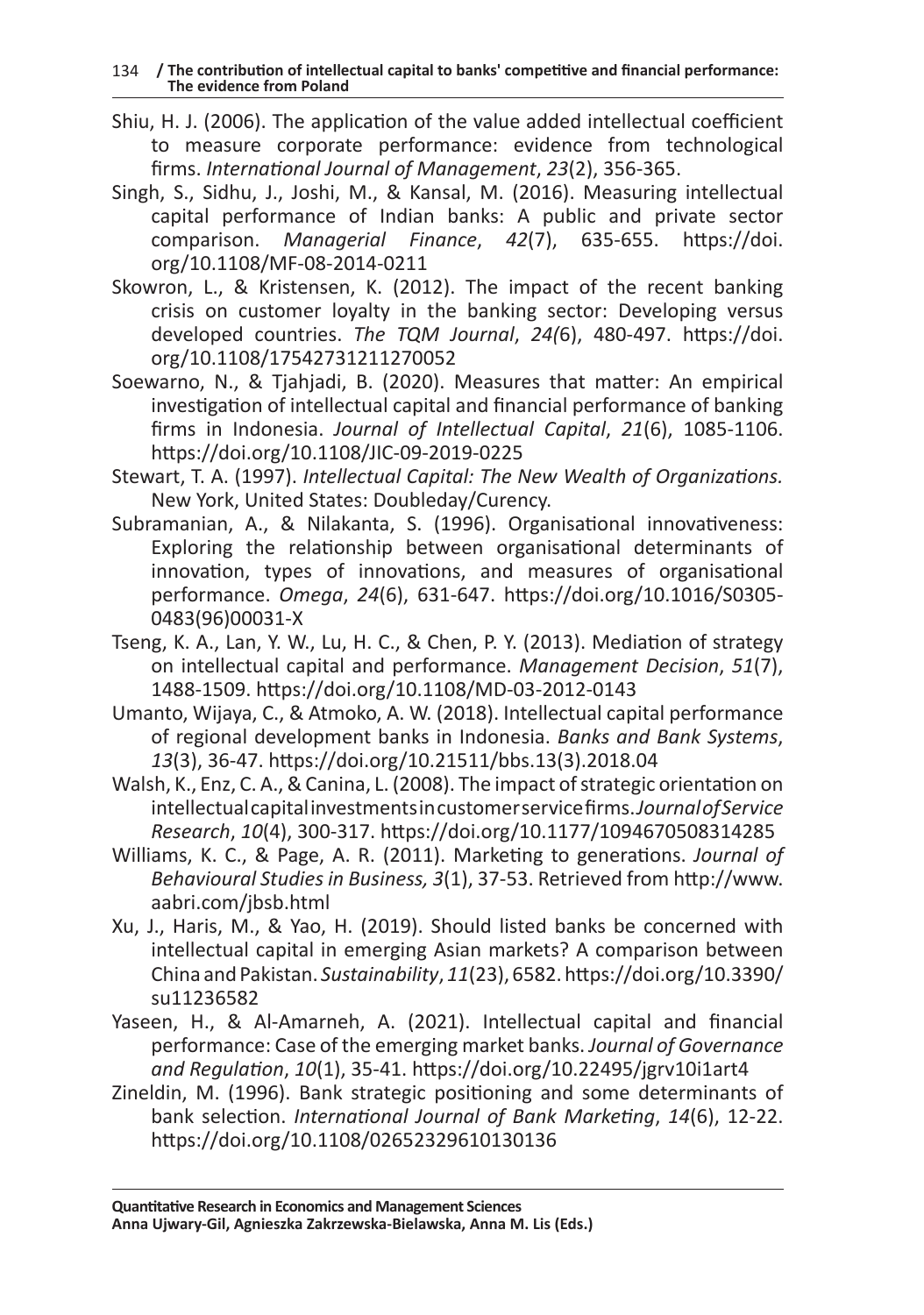Shiu, H. J. (2006). The application of the value added intellectual coefficient to measure corporate performance: evidence from technological firms. *International Journal of Management*, *23*(2), 356-365.

Singh, S., Sidhu, J., Joshi, M., & Kansal, M. (2016). Measuring intellectual capital performance of Indian banks: A public and private sector comparison. *Managerial Finance*, *42*(7), 635-655. https://doi.org/10.1108/MF-08-2014-0211

Skowron, L., & Kristensen, K. (2012). The impact of the recent banking crisis on customer loyalty in the banking sector: Developing versus developed countries. *The TQM Journal*, *24(*6), 480-497. https://doi.org/10.1108/17542731211270052

Soewarno, N., & Tjahjadi, B. (2020). Measures that matter: An empirical investigation of intellectual capital and financial performance of banking firms in Indonesia. *Journal of Intellectual Capital*, *21*(6), 1085-1106. https://doi.org/10.1108/JIC-09-2019-0225

Stewart, T. A. (1997). *Intellectual Capital: The New Wealth of Organizations.* New York, United States: Doubleday/Curency.

Subramanian, A., & Nilakanta, S. (1996). Organisational innovativeness: Exploring the relationship between organisational determinants of innovation, types of innovations, and measures of organisational performance. *Omega*, *24*(6), 631-647. https://doi.org/10.1016/S0305-0483(96)00031-X

Tseng, K. A., Lan, Y. W., Lu, H. C., & Chen, P. Y. (2013). Mediation of strategy on intellectual capital and performance. *Management Decision*, *51*(7), 1488-1509. https://doi.org/10.1108/MD-03-2012-0143

Umanto, Wijaya, C., & Atmoko, A. W. (2018). Intellectual capital performance of regional development banks in Indonesia. *Banks and Bank Systems*, *13*(3), 36-47. https://doi.org/10.21511/bbs.13(3).2018.04

Walsh, K., Enz, C. A., & Canina, L. (2008). The impact of strategic orientation on intellectual capital investments in customer service firms. *Journal of Service Research*, *10*(4), 300-317. https://doi.org/10.1177/1094670508314285

Williams, K. C., & Page, A. R. (2011). Marketing to generations. *Journal of Behavioural Studies in Business, 3*(1), 37-53. Retrieved from http://www.aabri.com/jbsb.html

Xu, J., Haris, M., & Yao, H. (2019). Should listed banks be concerned with intellectual capital in emerging Asian markets? A comparison between China and Pakistan. *Sustainability*, *11*(23), 6582. https://doi.org/10.3390/su11236582

Yaseen, H., & Al-Amarneh, A. (2021). Intellectual capital and financial performance: Case of the emerging market banks. *Journal of Governance and Regulation*, *10*(1), 35-41. https://doi.org/10.22495/jgrv10i1art4

Zineldin, M. (1996). Bank strategic positioning and some determinants of bank selection. *International Journal of Bank Marketing*, *14*(6), 12-22. https://doi.org/10.1108/02652329610130136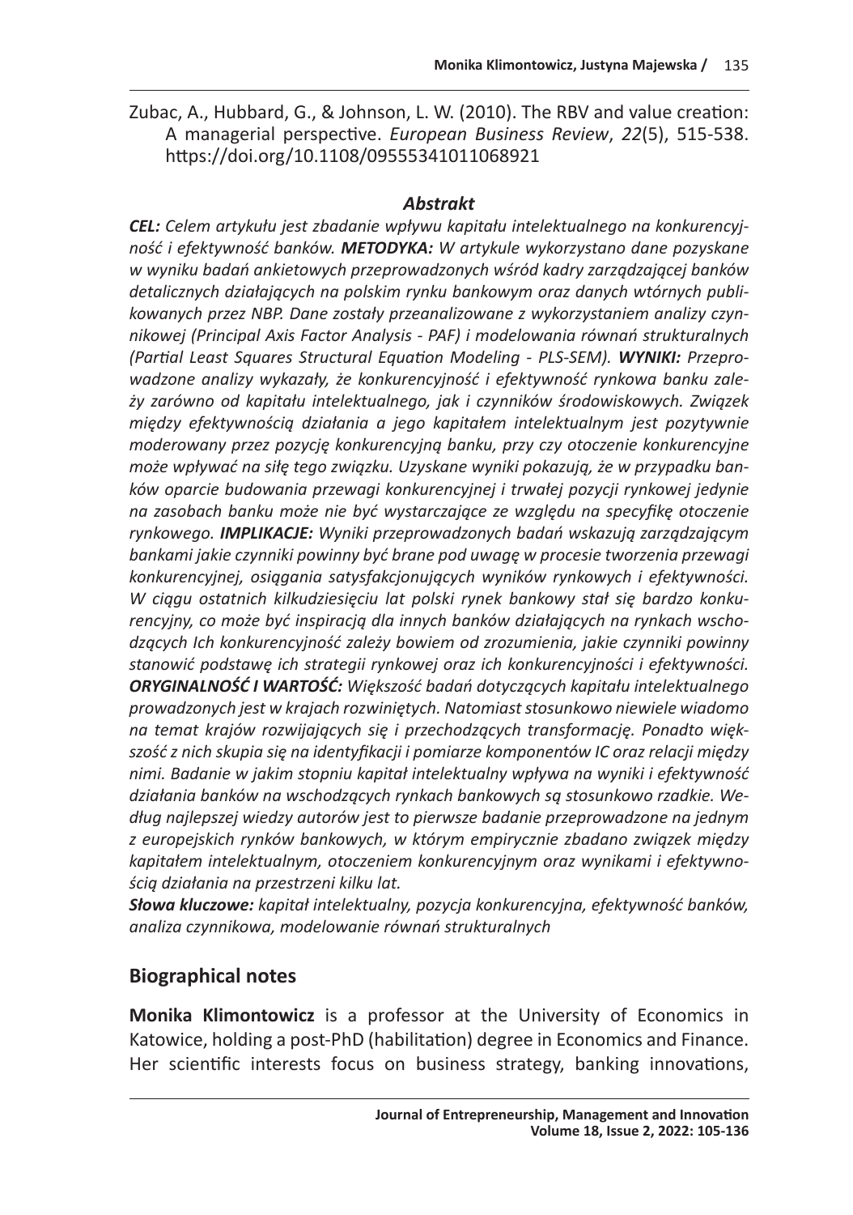Zubac, A., Hubbard, G., & Johnson, L. W. (2010). The RBV and value creation: A managerial perspective. *European Business Review*, *22*(5), 515-538. https://doi.org/10.1108/09555341011068921

### *Abstrakt*

***CEL:*** *Celem artykułu jest zbadanie wpływu kapitału intelektualnego na konkurencyjność i efektywność banków.* ***METODYKA:*** *W artykule wykorzystano dane pozyskane w wyniku badań ankietowych przeprowadzonych wśród kadry zarządzającej banków detalicznych działających na polskim rynku bankowym oraz danych wtórnych publikowanych przez NBP. Dane zostały przeanalizowane z wykorzystaniem analizy czynnikowej (Principal Axis Factor Analysis - PAF) i modelowania równań strukturalnych (Partial Least Squares Structural Equation Modeling - PLS-SEM).* ***WYNIKI:*** *Przeprowadzone analizy wykazały, że konkurencyjność i efektywność rynkowa banku zależy zarówno od kapitału intelektualnego, jak i czynników środowiskowych. Związek między efektywnością działania a jego kapitałem intelektualnym jest pozytywnie moderowany przez pozycję konkurencyjną banku, przy czy otoczenie konkurencyjne może wpływać na siłę tego związku. Uzyskane wyniki pokazują, że w przypadku banków oparcie budowania przewagi konkurencyjnej i trwałej pozycji rynkowej jedynie na zasobach banku może nie być wystarczające ze względu na specyfikę otoczenie rynkowego.* ***IMPLIKACJE:*** *Wyniki przeprowadzonych badań wskazują zarządzającym bankami jakie czynniki powinny być brane pod uwagę w procesie tworzenia przewagi konkurencyjnej, osiągania satysfakcjonujących wyników rynkowych i efektywności. W ciągu ostatnich kilkudziesięciu lat polski rynek bankowy stał się bardzo konkurencyjny, co może być inspiracją dla innych banków działających na rynkach wschodzących Ich konkurencyjność zależy bowiem od zrozumienia, jakie czynniki powinny stanowić podstawę ich strategii rynkowej oraz ich konkurencyjności i efektywności.* ***ORYGINALNOŚĆ I WARTOŚĆ:*** *Większość badań dotyczących kapitału intelektualnego prowadzonych jest w krajach rozwiniętych. Natomiast stosunkowo niewiele wiadomo na temat krajów rozwijających się i przechodzących transformację. Ponadto większość z nich skupia się na identyfikacji i pomiarze komponentów IC oraz relacji między nimi. Badanie w jakim stopniu kapitał intelektualny wpływa na wyniki i efektywność działania banków na wschodzących rynkach bankowych są stosunkowo rzadkie. Według najlepszej wiedzy autorów jest to pierwsze badanie przeprowadzone na jednym z europejskich rynków bankowych, w którym empirycznie zbadano związek między kapitałem intelektualnym, otoczeniem konkurencyjnym oraz wynikami i efektywnością działania na przestrzeni kilku lat.*

***Słowa kluczowe:*** *kapitał intelektualny, pozycja konkurencyjna, efektywność banków, analiza czynnikowa, modelowanie równań strukturalnych*

## Biographical notes

**Monika Klimontowicz** is a professor at the University of Economics in Katowice, holding a post-PhD (habilitation) degree in Economics and Finance. Her scientific interests focus on business strategy, banking innovations,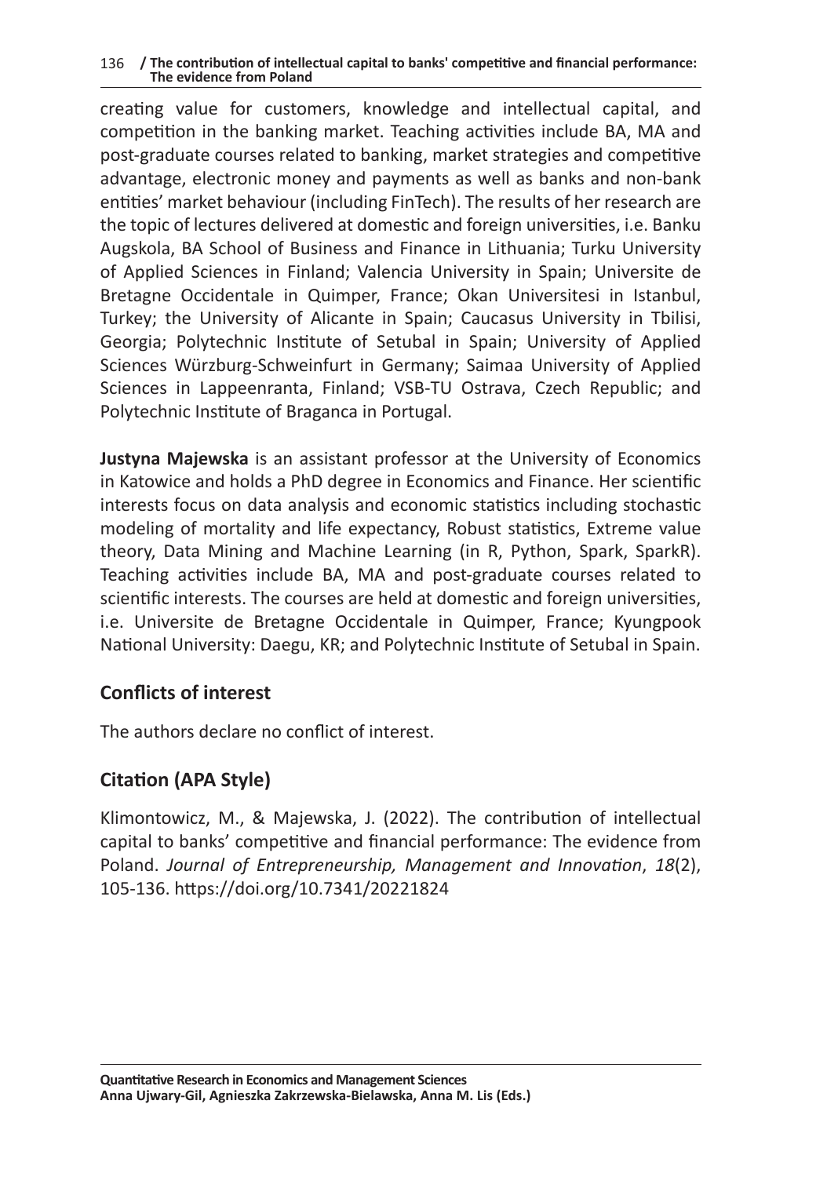creating value for customers, knowledge and intellectual capital, and competition in the banking market. Teaching activities include BA, MA and post-graduate courses related to banking, market strategies and competitive advantage, electronic money and payments as well as banks and non-bank entities' market behaviour (including FinTech). The results of her research are the topic of lectures delivered at domestic and foreign universities, i.e. Banku Augskola, BA School of Business and Finance in Lithuania; Turku University of Applied Sciences in Finland; Valencia University in Spain; Universite de Bretagne Occidentale in Quimper, France; Okan Universitesi in Istanbul, Turkey; the University of Alicante in Spain; Caucasus University in Tbilisi, Georgia; Polytechnic Institute of Setubal in Spain; University of Applied Sciences Würzburg-Schweinfurt in Germany; Saimaa University of Applied Sciences in Lappeenranta, Finland; VSB-TU Ostrava, Czech Republic; and Polytechnic Institute of Braganca in Portugal.

**Justyna Majewska** is an assistant professor at the University of Economics in Katowice and holds a PhD degree in Economics and Finance. Her scientific interests focus on data analysis and economic statistics including stochastic modeling of mortality and life expectancy, Robust statistics, Extreme value theory, Data Mining and Machine Learning (in R, Python, Spark, SparkR). Teaching activities include BA, MA and post-graduate courses related to scientific interests. The courses are held at domestic and foreign universities, i.e. Universite de Bretagne Occidentale in Quimper, France; Kyungpook National University: Daegu, KR; and Polytechnic Institute of Setubal in Spain.

## Conflicts of interest

The authors declare no conflict of interest.

## Citation (APA Style)

Klimontowicz, M., & Majewska, J. (2022). The contribution of intellectual capital to banks' competitive and financial performance: The evidence from Poland. *Journal of Entrepreneurship, Management and Innovation*, *18*(2), 105-136. https://doi.org/10.7341/20221824